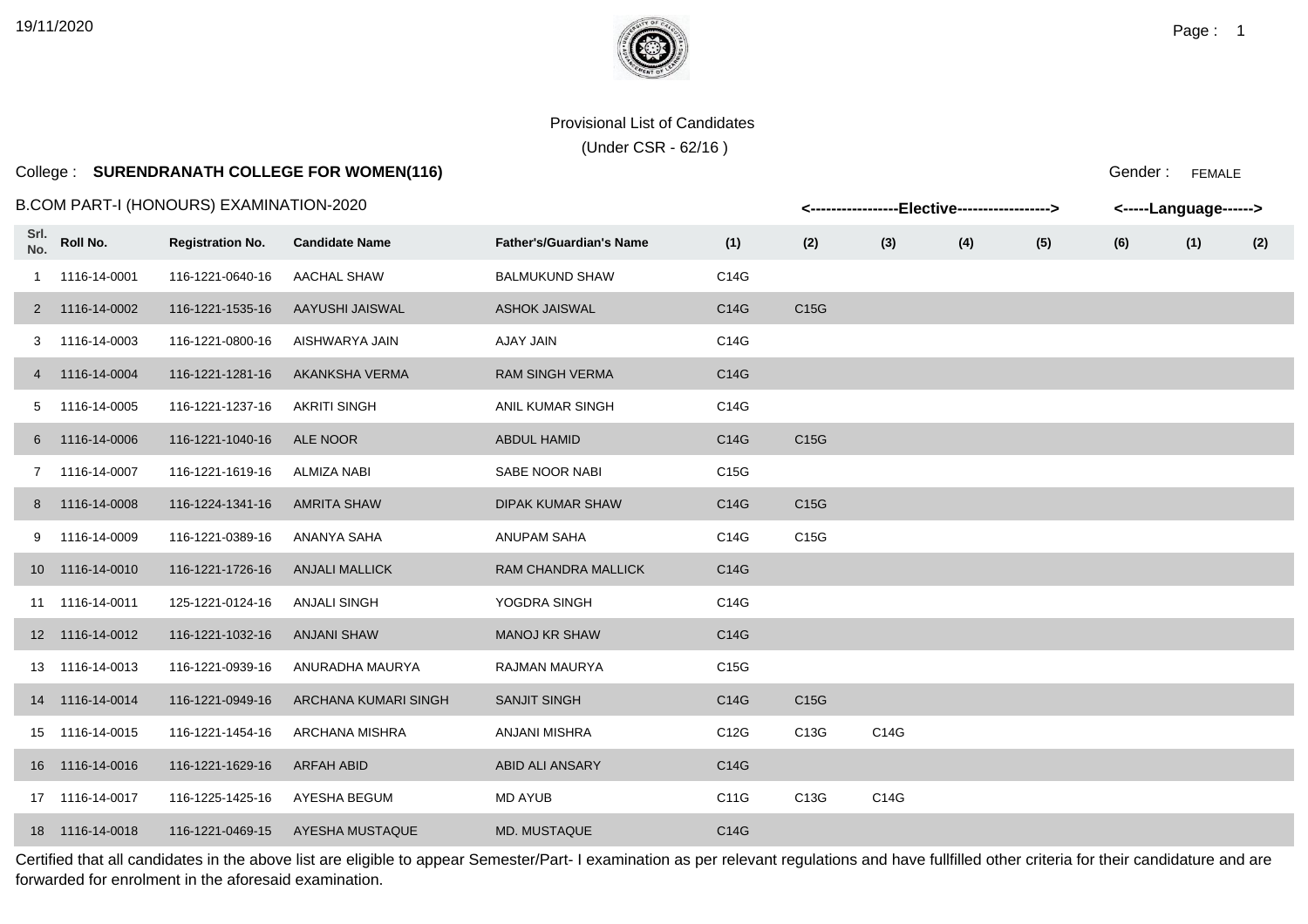Provisional List of Candidates

(Under CSR - 62/16 )

College : **SURENDRANATH COLLEGE FOR WOMEN(116)**

Gender : FEMALE

B.COM PART-I (HONOURS) EXAMINATION-2020

| Srl. No. | Roll No. | Registration No. | Candidate Name | Father's/Guardian's Name | <-----Elective-----> (1) | (2) | (3) | (4) | (5) | (6) | <-----Language-----> (1) | (2) |
|---|---|---|---|---|---|---|---|---|---|---|---|---|
| 1 | 1116-14-0001 | 116-1221-0640-16 | AACHAL SHAW | BALMUKUND SHAW | C14G | | | | | | | |
| 2 | 1116-14-0002 | 116-1221-1535-16 | AAYUSHI JAISWAL | ASHOK JAISWAL | C14G | C15G | | | | | | |
| 3 | 1116-14-0003 | 116-1221-0800-16 | AISHWARYA JAIN | AJAY JAIN | C14G | | | | | | | |
| 4 | 1116-14-0004 | 116-1221-1281-16 | AKANKSHA VERMA | RAM SINGH VERMA | C14G | | | | | | | |
| 5 | 1116-14-0005 | 116-1221-1237-16 | AKRITI SINGH | ANIL KUMAR SINGH | C14G | | | | | | | |
| 6 | 1116-14-0006 | 116-1221-1040-16 | ALE NOOR | ABDUL HAMID | C14G | C15G | | | | | | |
| 7 | 1116-14-0007 | 116-1221-1619-16 | ALMIZA NABI | SABE NOOR NABI | C15G | | | | | | | |
| 8 | 1116-14-0008 | 116-1224-1341-16 | AMRITA SHAW | DIPAK KUMAR SHAW | C14G | C15G | | | | | | |
| 9 | 1116-14-0009 | 116-1221-0389-16 | ANANYA SAHA | ANUPAM SAHA | C14G | C15G | | | | | | |
| 10 | 1116-14-0010 | 116-1221-1726-16 | ANJALI MALLICK | RAM CHANDRA MALLICK | C14G | | | | | | | |
| 11 | 1116-14-0011 | 125-1221-0124-16 | ANJALI SINGH | YOGDRA SINGH | C14G | | | | | | | |
| 12 | 1116-14-0012 | 116-1221-1032-16 | ANJANI SHAW | MANOJ KR SHAW | C14G | | | | | | | |
| 13 | 1116-14-0013 | 116-1221-0939-16 | ANURADHA MAURYA | RAJMAN MAURYA | C15G | | | | | | | |
| 14 | 1116-14-0014 | 116-1221-0949-16 | ARCHANA KUMARI SINGH | SANJIT SINGH | C14G | C15G | | | | | | |
| 15 | 1116-14-0015 | 116-1221-1454-16 | ARCHANA MISHRA | ANJANI MISHRA | C12G | C13G | C14G | | | | | |
| 16 | 1116-14-0016 | 116-1221-1629-16 | ARFAH ABID | ABID ALI ANSARY | C14G | | | | | | | |
| 17 | 1116-14-0017 | 116-1225-1425-16 | AYESHA BEGUM | MD AYUB | C11G | C13G | C14G | | | | | |
| 18 | 1116-14-0018 | 116-1221-0469-15 | AYESHA MUSTAQUE | MD. MUSTAQUE | C14G | | | | | | | |

Certified that all candidates in the above list are eligible to appear Semester/Part- I examination as per relevant regulations and have fullfilled other criteria for their candidature and are forwarded for enrolment in the aforesaid examination.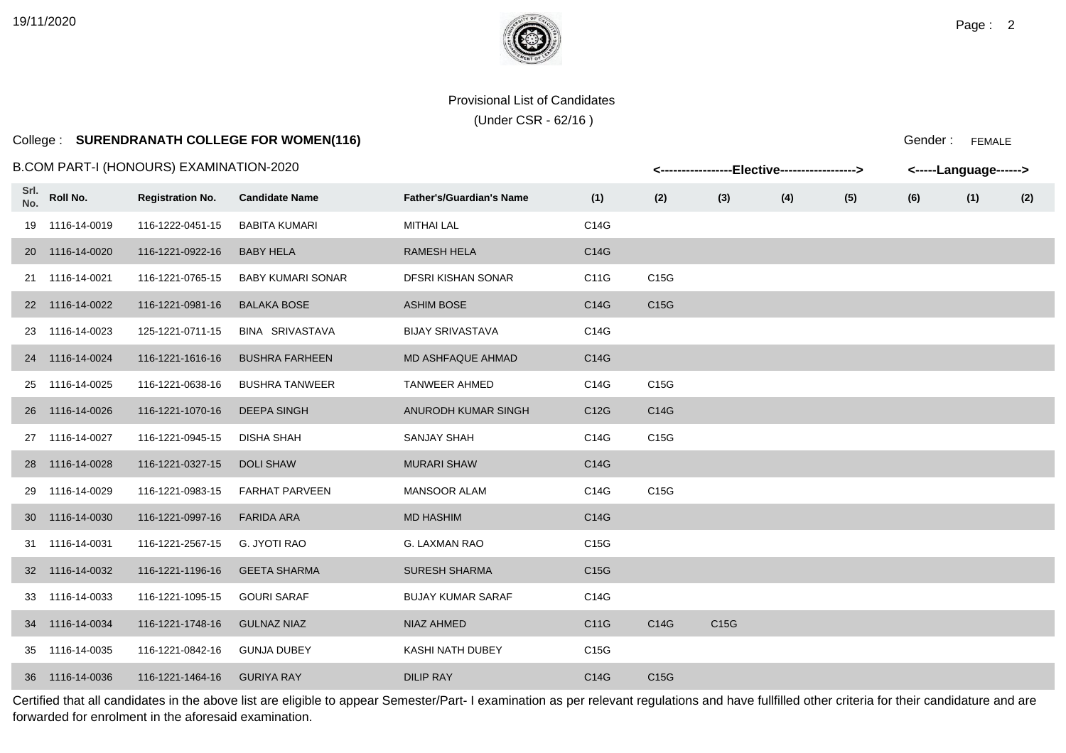Provisional List of Candidates

(Under CSR - 62/16 )

College : **SURENDRANATH COLLEGE FOR WOMEN(116)**

Gender : FEMALE

B.COM PART-I (HONOURS) EXAMINATION-2020

| Srl. No. | Roll No. | Registration No. | Candidate Name | Father's/Guardian's Name | Elective (1) | Elective (2) | Elective (3) | Elective (4) | Elective (5) | Elective (6) | Language (1) | Language (2) |
|---|---|---|---|---|---|---|---|---|---|---|---|---|
| 19 | 1116-14-0019 | 116-1222-0451-15 | BABITA KUMARI | MITHAI LAL | C14G | | | | | | | |
| 20 | 1116-14-0020 | 116-1221-0922-16 | BABY HELA | RAMESH HELA | C14G | | | | | | | |
| 21 | 1116-14-0021 | 116-1221-0765-15 | BABY KUMARI SONAR | DFSRI KISHAN SONAR | C11G | C15G | | | | | | |
| 22 | 1116-14-0022 | 116-1221-0981-16 | BALAKA BOSE | ASHIM BOSE | C14G | C15G | | | | | | |
| 23 | 1116-14-0023 | 125-1221-0711-15 | BINA SRIVASTAVA | BIJAY SRIVASTAVA | C14G | | | | | | | |
| 24 | 1116-14-0024 | 116-1221-1616-16 | BUSHRA FARHEEN | MD ASHFAQUE AHMAD | C14G | | | | | | | |
| 25 | 1116-14-0025 | 116-1221-0638-16 | BUSHRA TANWEER | TANWEER AHMED | C14G | C15G | | | | | | |
| 26 | 1116-14-0026 | 116-1221-1070-16 | DEEPA SINGH | ANURODH KUMAR SINGH | C12G | C14G | | | | | | |
| 27 | 1116-14-0027 | 116-1221-0945-15 | DISHA SHAH | SANJAY SHAH | C14G | C15G | | | | | | |
| 28 | 1116-14-0028 | 116-1221-0327-15 | DOLI SHAW | MURARI SHAW | C14G | | | | | | | |
| 29 | 1116-14-0029 | 116-1221-0983-15 | FARHAT PARVEEN | MANSOOR ALAM | C14G | C15G | | | | | | |
| 30 | 1116-14-0030 | 116-1221-0997-16 | FARIDA ARA | MD HASHIM | C14G | | | | | | | |
| 31 | 1116-14-0031 | 116-1221-2567-15 | G. JYOTI RAO | G. LAXMAN RAO | C15G | | | | | | | |
| 32 | 1116-14-0032 | 116-1221-1196-16 | GEETA SHARMA | SURESH SHARMA | C15G | | | | | | | |
| 33 | 1116-14-0033 | 116-1221-1095-15 | GOURI SARAF | BUJAY KUMAR SARAF | C14G | | | | | | | |
| 34 | 1116-14-0034 | 116-1221-1748-16 | GULNAZ NIAZ | NIAZ AHMED | C11G | C14G | C15G | | | | | |
| 35 | 1116-14-0035 | 116-1221-0842-16 | GUNJA DUBEY | KASHI NATH DUBEY | C15G | | | | | | | |
| 36 | 1116-14-0036 | 116-1221-1464-16 | GURIYA RAY | DILIP RAY | C14G | C15G | | | | | | |

Certified that all candidates in the above list are eligible to appear Semester/Part- I examination as per relevant regulations and have fullfilled other criteria for their candidature and are forwarded for enrolment in the aforesaid examination.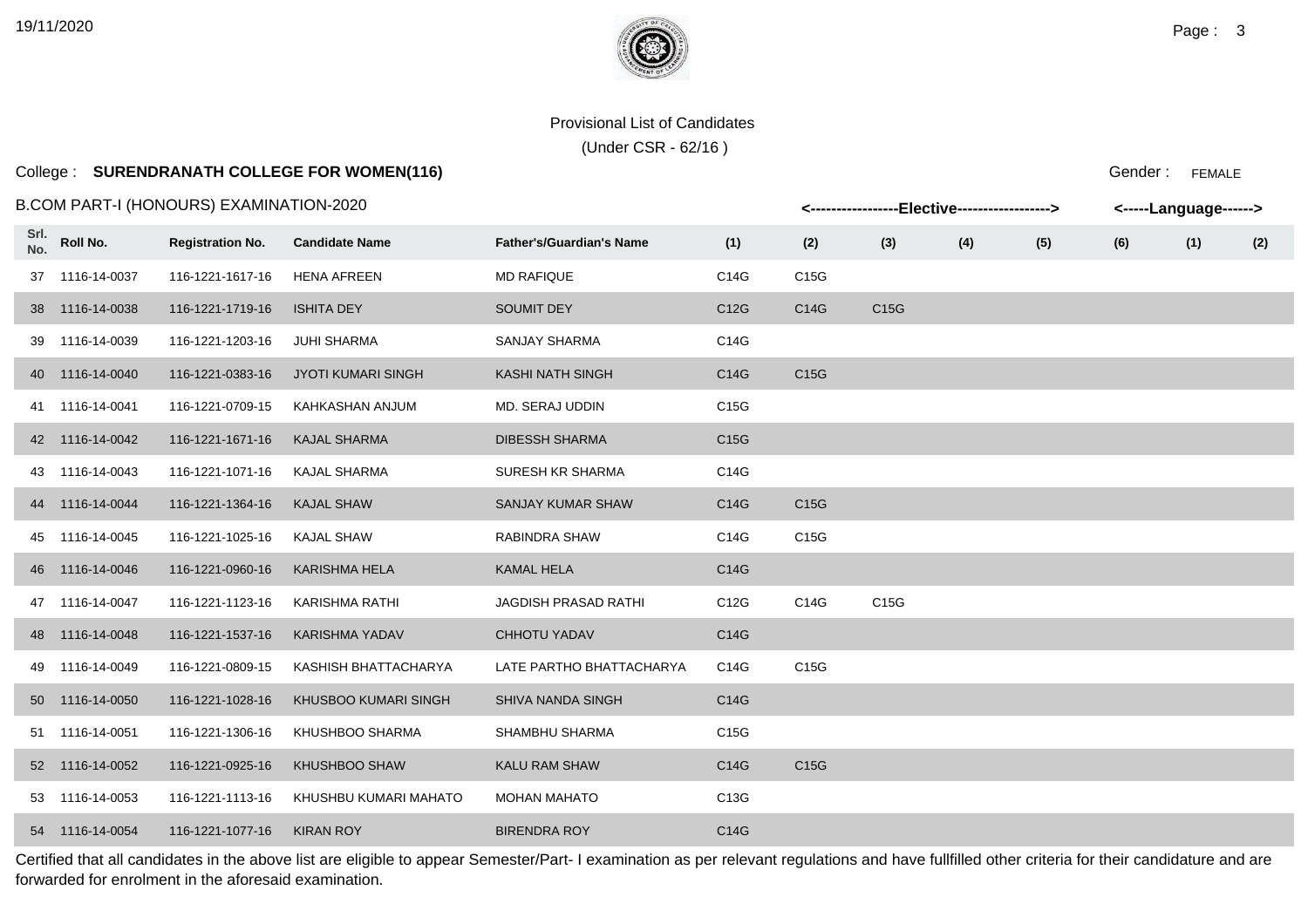Provisional List of Candidates

(Under CSR - 62/16 )

College : **SURENDRANATH COLLEGE FOR WOMEN(116)**

Gender : FEMALE

B.COM PART-I (HONOURS) EXAMINATION-2020

| Srl. No. | Roll No. | Registration No. | Candidate Name | Father's/Guardian's Name | <----Elective---- | | | | | | <--Language--> | |
|---|---|---|---|---|---|---|---|---|---|---|---|---|
| | | | | | (1) | (2) | (3) | (4) | (5) | (6) | (1) | (2) |
| 37 | 1116-14-0037 | 116-1221-1617-16 | HENA AFREEN | MD RAFIQUE | C14G | C15G | | | | | | |
| 38 | 1116-14-0038 | 116-1221-1719-16 | ISHITA DEY | SOUMIT DEY | C12G | C14G | C15G | | | | | |
| 39 | 1116-14-0039 | 116-1221-1203-16 | JUHI SHARMA | SANJAY SHARMA | C14G | | | | | | | |
| 40 | 1116-14-0040 | 116-1221-0383-16 | JYOTI KUMARI SINGH | KASHI NATH SINGH | C14G | C15G | | | | | | |
| 41 | 1116-14-0041 | 116-1221-0709-15 | KAHKASHAN ANJUM | MD. SERAJ UDDIN | C15G | | | | | | | |
| 42 | 1116-14-0042 | 116-1221-1671-16 | KAJAL SHARMA | DIBESSH SHARMA | C15G | | | | | | | |
| 43 | 1116-14-0043 | 116-1221-1071-16 | KAJAL SHARMA | SURESH KR SHARMA | C14G | | | | | | | |
| 44 | 1116-14-0044 | 116-1221-1364-16 | KAJAL SHAW | SANJAY KUMAR SHAW | C14G | C15G | | | | | | |
| 45 | 1116-14-0045 | 116-1221-1025-16 | KAJAL SHAW | RABINDRA SHAW | C14G | C15G | | | | | | |
| 46 | 1116-14-0046 | 116-1221-0960-16 | KARISHMA HELA | KAMAL HELA | C14G | | | | | | | |
| 47 | 1116-14-0047 | 116-1221-1123-16 | KARISHMA RATHI | JAGDISH PRASAD RATHI | C12G | C14G | C15G | | | | | |
| 48 | 1116-14-0048 | 116-1221-1537-16 | KARISHMA YADAV | CHHOTU YADAV | C14G | | | | | | | |
| 49 | 1116-14-0049 | 116-1221-0809-15 | KASHISH BHATTACHARYA | LATE PARTHO BHATTACHARYA | C14G | C15G | | | | | | |
| 50 | 1116-14-0050 | 116-1221-1028-16 | KHUSBOO KUMARI SINGH | SHIVA NANDA SINGH | C14G | | | | | | | |
| 51 | 1116-14-0051 | 116-1221-1306-16 | KHUSHBOO SHARMA | SHAMBHU SHARMA | C15G | | | | | | | |
| 52 | 1116-14-0052 | 116-1221-0925-16 | KHUSHBOO SHAW | KALU RAM SHAW | C14G | C15G | | | | | | |
| 53 | 1116-14-0053 | 116-1221-1113-16 | KHUSHBU KUMARI MAHATO | MOHAN MAHATO | C13G | | | | | | | |
| 54 | 1116-14-0054 | 116-1221-1077-16 | KIRAN ROY | BIRENDRA ROY | C14G | | | | | | | |

Certified that all candidates in the above list are eligible to appear Semester/Part- I examination as per relevant regulations and have fullfilled other criteria for their candidature and are forwarded for enrolment in the aforesaid examination.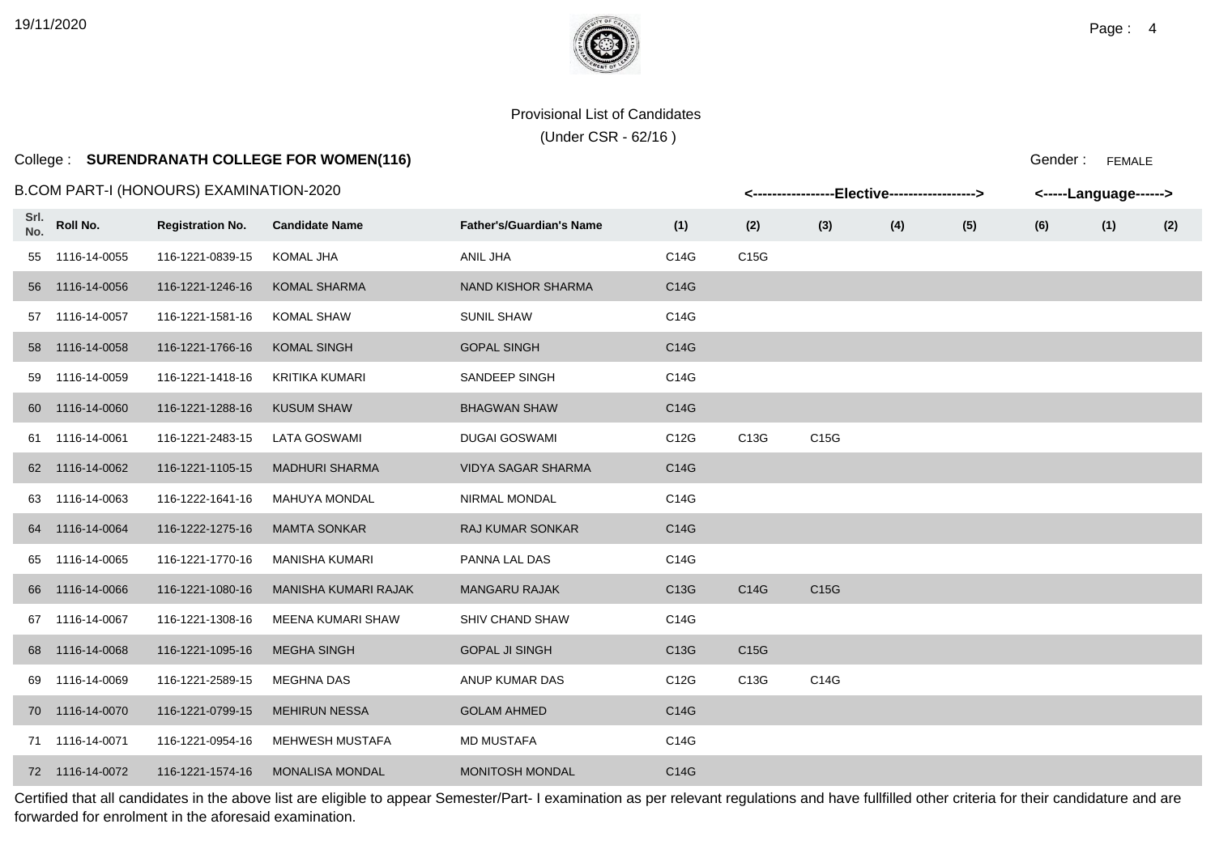Provisional List of Candidates

(Under CSR - 62/16 )

College : **SURENDRANATH COLLEGE FOR WOMEN(116)**

Gender : FEMALE

B.COM PART-I (HONOURS) EXAMINATION-2020

| Srl. No. | Roll No. | Registration No. | Candidate Name | Father's/Guardian's Name | <-----Elective----- (1) | (2) | (3) | (4) | (5) | (6) | <-----Language-----> (1) | (2) |
|---|---|---|---|---|---|---|---|---|---|---|---|---|
| 55 | 1116-14-0055 | 116-1221-0839-15 | KOMAL JHA | ANIL JHA | C14G | C15G | | | | | | |
| 56 | 1116-14-0056 | 116-1221-1246-16 | KOMAL SHARMA | NAND KISHOR SHARMA | C14G | | | | | | | |
| 57 | 1116-14-0057 | 116-1221-1581-16 | KOMAL SHAW | SUNIL SHAW | C14G | | | | | | | |
| 58 | 1116-14-0058 | 116-1221-1766-16 | KOMAL SINGH | GOPAL SINGH | C14G | | | | | | | |
| 59 | 1116-14-0059 | 116-1221-1418-16 | KRITIKA KUMARI | SANDEEP SINGH | C14G | | | | | | | |
| 60 | 1116-14-0060 | 116-1221-1288-16 | KUSUM SHAW | BHAGWAN SHAW | C14G | | | | | | | |
| 61 | 1116-14-0061 | 116-1221-2483-15 | LATA GOSWAMI | DUGAI GOSWAMI | C12G | C13G | C15G | | | | | |
| 62 | 1116-14-0062 | 116-1221-1105-15 | MADHURI SHARMA | VIDYA SAGAR SHARMA | C14G | | | | | | | |
| 63 | 1116-14-0063 | 116-1222-1641-16 | MAHUYA MONDAL | NIRMAL MONDAL | C14G | | | | | | | |
| 64 | 1116-14-0064 | 116-1222-1275-16 | MAMTA SONKAR | RAJ KUMAR SONKAR | C14G | | | | | | | |
| 65 | 1116-14-0065 | 116-1221-1770-16 | MANISHA KUMARI | PANNA LAL DAS | C14G | | | | | | | |
| 66 | 1116-14-0066 | 116-1221-1080-16 | MANISHA KUMARI RAJAK | MANGARU RAJAK | C13G | C14G | C15G | | | | | |
| 67 | 1116-14-0067 | 116-1221-1308-16 | MEENA KUMARI SHAW | SHIV CHAND SHAW | C14G | | | | | | | |
| 68 | 1116-14-0068 | 116-1221-1095-16 | MEGHA SINGH | GOPAL JI SINGH | C13G | C15G | | | | | | |
| 69 | 1116-14-0069 | 116-1221-2589-15 | MEGHNA DAS | ANUP KUMAR DAS | C12G | C13G | C14G | | | | | |
| 70 | 1116-14-0070 | 116-1221-0799-15 | MEHIRUN NESSA | GOLAM AHMED | C14G | | | | | | | |
| 71 | 1116-14-0071 | 116-1221-0954-16 | MEHWESH MUSTAFA | MD MUSTAFA | C14G | | | | | | | |
| 72 | 1116-14-0072 | 116-1221-1574-16 | MONALISA MONDAL | MONITOSH MONDAL | C14G | | | | | | | |

Certified that all candidates in the above list are eligible to appear Semester/Part- I examination as per relevant regulations and have fullfilled other criteria for their candidature and are forwarded for enrolment in the aforesaid examination.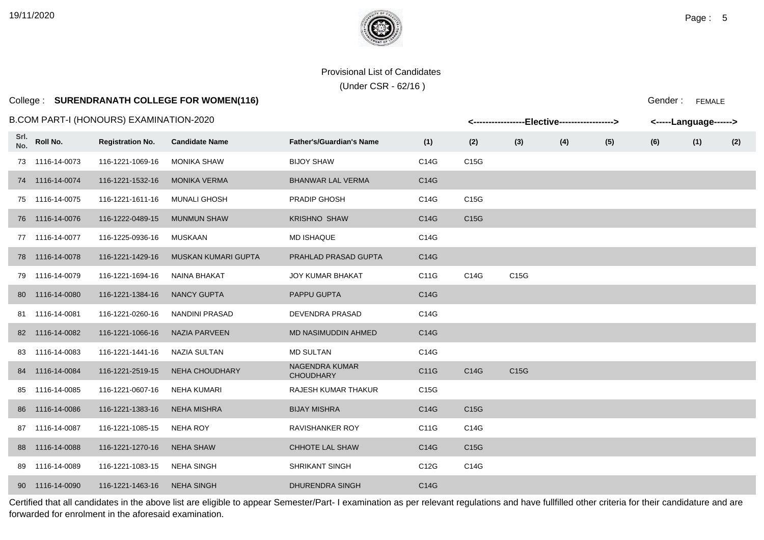Provisional List of Candidates

(Under CSR - 62/16 )

College : **SURENDRANATH COLLEGE FOR WOMEN(116)**

Gender : FEMALE

B.COM PART-I (HONOURS) EXAMINATION-2020

| | | | | | <-----------------Elective------------------> | | | | | | <-----Language------> | |
|---|---|---|---|---|---|---|---|---|---|---|---|---|
| Srl. No. | Roll No. | Registration No. | Candidate Name | Father's/Guardian's Name | (1) | (2) | (3) | (4) | (5) | (6) | (1) | (2) |
| 73 | 1116-14-0073 | 116-1221-1069-16 | MONIKA SHAW | BIJOY SHAW | C14G | C15G | | | | | | |
| 74 | 1116-14-0074 | 116-1221-1532-16 | MONIKA VERMA | BHANWAR LAL VERMA | C14G | | | | | | | |
| 75 | 1116-14-0075 | 116-1221-1611-16 | MUNALI GHOSH | PRADIP GHOSH | C14G | C15G | | | | | | |
| 76 | 1116-14-0076 | 116-1222-0489-15 | MUNMUN SHAW | KRISHNO SHAW | C14G | C15G | | | | | | |
| 77 | 1116-14-0077 | 116-1225-0936-16 | MUSKAAN | MD ISHAQUE | C14G | | | | | | | |
| 78 | 1116-14-0078 | 116-1221-1429-16 | MUSKAN KUMARI GUPTA | PRAHLAD PRASAD GUPTA | C14G | | | | | | | |
| 79 | 1116-14-0079 | 116-1221-1694-16 | NAINA BHAKAT | JOY KUMAR BHAKAT | C11G | C14G | C15G | | | | | |
| 80 | 1116-14-0080 | 116-1221-1384-16 | NANCY GUPTA | PAPPU GUPTA | C14G | | | | | | | |
| 81 | 1116-14-0081 | 116-1221-0260-16 | NANDINI PRASAD | DEVENDRA PRASAD | C14G | | | | | | | |
| 82 | 1116-14-0082 | 116-1221-1066-16 | NAZIA PARVEEN | MD NASIMUDDIN AHMED | C14G | | | | | | | |
| 83 | 1116-14-0083 | 116-1221-1441-16 | NAZIA SULTAN | MD SULTAN | C14G | | | | | | | |
| 84 | 1116-14-0084 | 116-1221-2519-15 | NEHA CHOUDHARY | NAGENDRA KUMAR CHOUDHARY | C11G | C14G | C15G | | | | | |
| 85 | 1116-14-0085 | 116-1221-0607-16 | NEHA KUMARI | RAJESH KUMAR THAKUR | C15G | | | | | | | |
| 86 | 1116-14-0086 | 116-1221-1383-16 | NEHA MISHRA | BIJAY MISHRA | C14G | C15G | | | | | | |
| 87 | 1116-14-0087 | 116-1221-1085-15 | NEHA ROY | RAVISHANKER ROY | C11G | C14G | | | | | | |
| 88 | 1116-14-0088 | 116-1221-1270-16 | NEHA SHAW | CHHOTE LAL SHAW | C14G | C15G | | | | | | |
| 89 | 1116-14-0089 | 116-1221-1083-15 | NEHA SINGH | SHRIKANT SINGH | C12G | C14G | | | | | | |
| 90 | 1116-14-0090 | 116-1221-1463-16 | NEHA SINGH | DHURENDRA SINGH | C14G | | | | | | | |

Certified that all candidates in the above list are eligible to appear Semester/Part- I examination as per relevant regulations and have fullfilled other criteria for their candidature and are forwarded for enrolment in the aforesaid examination.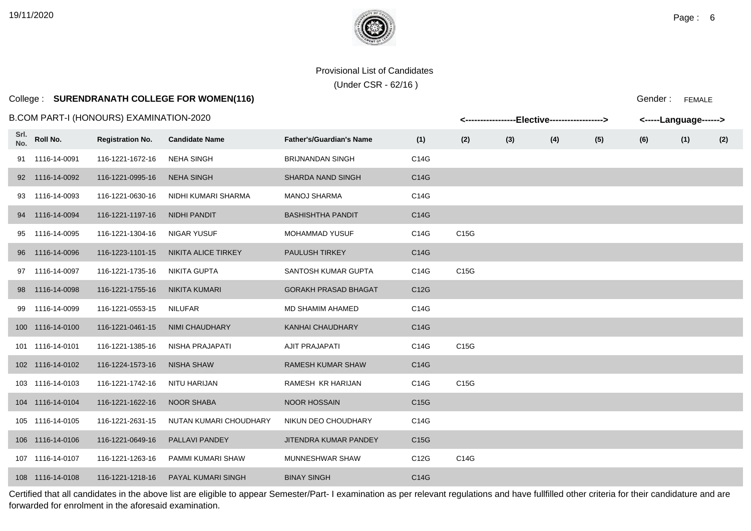Provisional List of Candidates

(Under CSR - 62/16 )

College : **SURENDRANATH COLLEGE FOR WOMEN(116)**

Gender : FEMALE

B.COM PART-I (HONOURS) EXAMINATION-2020

| Srl. No. | Roll No. | Registration No. | Candidate Name | Father's/Guardian's Name | Elective (1) | Elective (2) | Elective (3) | Elective (4) | Elective (5) | Elective (6) | Language (1) | Language (2) |
|---|---|---|---|---|---|---|---|---|---|---|---|---|
| 91 | 1116-14-0091 | 116-1221-1672-16 | NEHA SINGH | BRIJNANDAN SINGH | C14G | | | | | | | |
| 92 | 1116-14-0092 | 116-1221-0995-16 | NEHA SINGH | SHARDA NAND SINGH | C14G | | | | | | | |
| 93 | 1116-14-0093 | 116-1221-0630-16 | NIDHI KUMARI SHARMA | MANOJ SHARMA | C14G | | | | | | | |
| 94 | 1116-14-0094 | 116-1221-1197-16 | NIDHI PANDIT | BASHISHTHA PANDIT | C14G | | | | | | | |
| 95 | 1116-14-0095 | 116-1221-1304-16 | NIGAR YUSUF | MOHAMMAD YUSUF | C14G | C15G | | | | | | |
| 96 | 1116-14-0096 | 116-1223-1101-15 | NIKITA ALICE TIRKEY | PAULUSH TIRKEY | C14G | | | | | | | |
| 97 | 1116-14-0097 | 116-1221-1735-16 | NIKITA GUPTA | SANTOSH KUMAR GUPTA | C14G | C15G | | | | | | |
| 98 | 1116-14-0098 | 116-1221-1755-16 | NIKITA KUMARI | GORAKH PRASAD BHAGAT | C12G | | | | | | | |
| 99 | 1116-14-0099 | 116-1221-0553-15 | NILUFAR | MD SHAMIM AHAMED | C14G | | | | | | | |
| 100 | 1116-14-0100 | 116-1221-0461-15 | NIMI CHAUDHARY | KANHAI CHAUDHARY | C14G | | | | | | | |
| 101 | 1116-14-0101 | 116-1221-1385-16 | NISHA PRAJAPATI | AJIT PRAJAPATI | C14G | C15G | | | | | | |
| 102 | 1116-14-0102 | 116-1224-1573-16 | NISHA SHAW | RAMESH KUMAR SHAW | C14G | | | | | | | |
| 103 | 1116-14-0103 | 116-1221-1742-16 | NITU HARIJAN | RAMESH KR HARIJAN | C14G | C15G | | | | | | |
| 104 | 1116-14-0104 | 116-1221-1622-16 | NOOR SHABA | NOOR HOSSAIN | C15G | | | | | | | |
| 105 | 1116-14-0105 | 116-1221-2631-15 | NUTAN KUMARI CHOUDHARY | NIKUN DEO CHOUDHARY | C14G | | | | | | | |
| 106 | 1116-14-0106 | 116-1221-0649-16 | PALLAVI PANDEY | JITENDRA KUMAR PANDEY | C15G | | | | | | | |
| 107 | 1116-14-0107 | 116-1221-1263-16 | PAMMI KUMARI SHAW | MUNNESHWAR SHAW | C12G | C14G | | | | | | |
| 108 | 1116-14-0108 | 116-1221-1218-16 | PAYAL KUMARI SINGH | BINAY SINGH | C14G | | | | | | | |

Certified that all candidates in the above list are eligible to appear Semester/Part- I examination as per relevant regulations and have fullfilled other criteria for their candidature and are forwarded for enrolment in the aforesaid examination.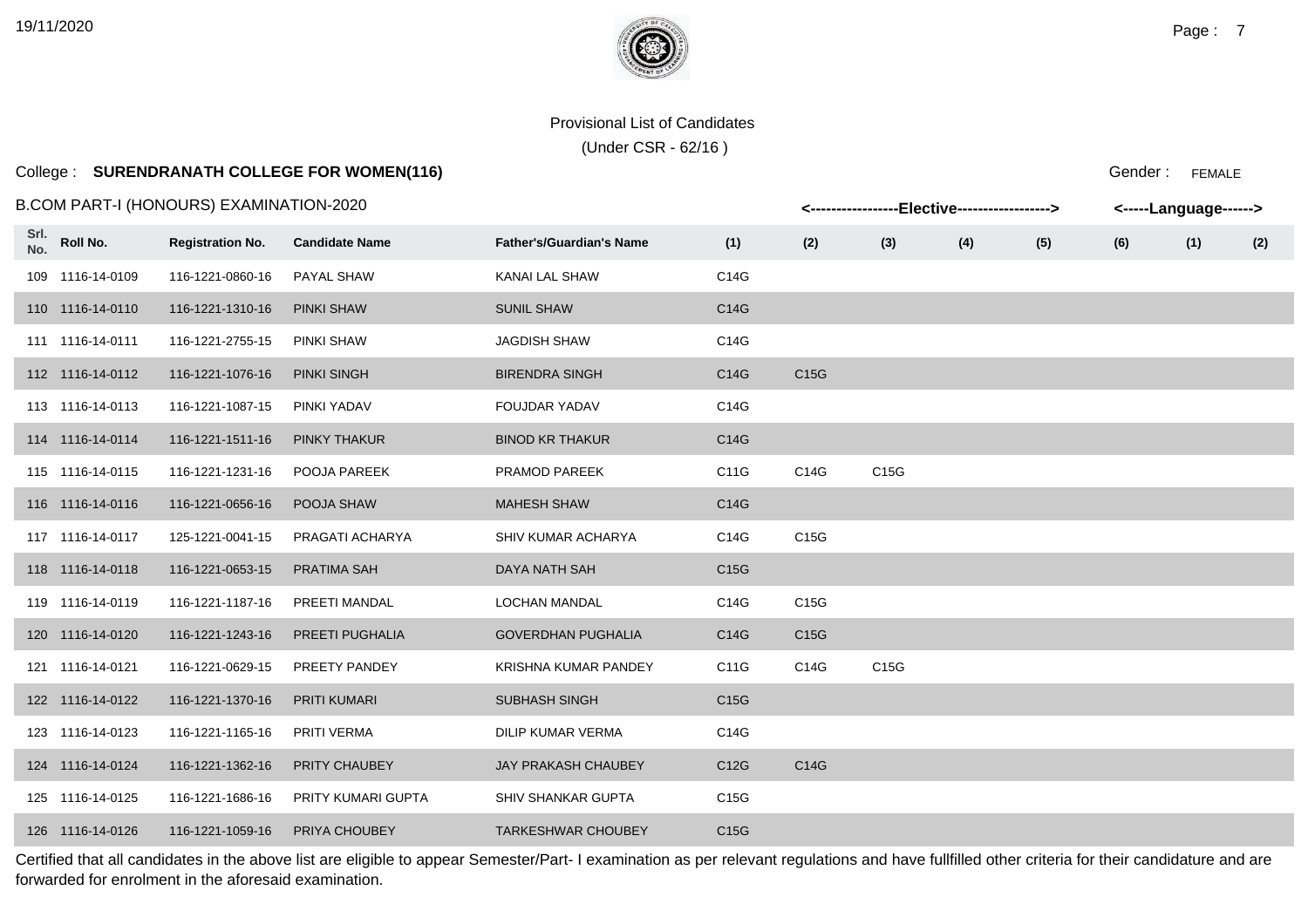Provisional List of Candidates

(Under CSR - 62/16 )

College : **SURENDRANATH COLLEGE FOR WOMEN(116)**

Gender : FEMALE

B.COM PART-I (HONOURS) EXAMINATION-2020

| Srl. No. | Roll No. | Registration No. | Candidate Name | Father's/Guardian's Name | <---Elective---> (1) | (2) | (3) | (4) | (5) | (6) | <---Language---> (1) | (2) |
|---|---|---|---|---|---|---|---|---|---|---|---|---|
| 109 | 1116-14-0109 | 116-1221-0860-16 | PAYAL SHAW | KANAI LAL SHAW | C14G | | | | | | | |
| 110 | 1116-14-0110 | 116-1221-1310-16 | PINKI SHAW | SUNIL SHAW | C14G | | | | | | | |
| 111 | 1116-14-0111 | 116-1221-2755-15 | PINKI SHAW | JAGDISH SHAW | C14G | | | | | | | |
| 112 | 1116-14-0112 | 116-1221-1076-16 | PINKI SINGH | BIRENDRA SINGH | C14G | C15G | | | | | | |
| 113 | 1116-14-0113 | 116-1221-1087-15 | PINKI YADAV | FOUJDAR YADAV | C14G | | | | | | | |
| 114 | 1116-14-0114 | 116-1221-1511-16 | PINKY THAKUR | BINOD KR THAKUR | C14G | | | | | | | |
| 115 | 1116-14-0115 | 116-1221-1231-16 | POOJA PAREEK | PRAMOD PAREEK | C11G | C14G | C15G | | | | | |
| 116 | 1116-14-0116 | 116-1221-0656-16 | POOJA SHAW | MAHESH SHAW | C14G | | | | | | | |
| 117 | 1116-14-0117 | 125-1221-0041-15 | PRAGATI ACHARYA | SHIV KUMAR ACHARYA | C14G | C15G | | | | | | |
| 118 | 1116-14-0118 | 116-1221-0653-15 | PRATIMA SAH | DAYA NATH SAH | C15G | | | | | | | |
| 119 | 1116-14-0119 | 116-1221-1187-16 | PREETI MANDAL | LOCHAN MANDAL | C14G | C15G | | | | | | |
| 120 | 1116-14-0120 | 116-1221-1243-16 | PREETI PUGHALIA | GOVERDHAN PUGHALIA | C14G | C15G | | | | | | |
| 121 | 1116-14-0121 | 116-1221-0629-15 | PREETY PANDEY | KRISHNA KUMAR PANDEY | C11G | C14G | C15G | | | | | |
| 122 | 1116-14-0122 | 116-1221-1370-16 | PRITI KUMARI | SUBHASH SINGH | C15G | | | | | | | |
| 123 | 1116-14-0123 | 116-1221-1165-16 | PRITI VERMA | DILIP KUMAR VERMA | C14G | | | | | | | |
| 124 | 1116-14-0124 | 116-1221-1362-16 | PRITY CHAUBEY | JAY PRAKASH CHAUBEY | C12G | C14G | | | | | | |
| 125 | 1116-14-0125 | 116-1221-1686-16 | PRITY KUMARI GUPTA | SHIV SHANKAR GUPTA | C15G | | | | | | | |
| 126 | 1116-14-0126 | 116-1221-1059-16 | PRIYA CHOUBEY | TARKESHWAR CHOUBEY | C15G | | | | | | | |

Certified that all candidates in the above list are eligible to appear Semester/Part- I examination as per relevant regulations and have fullfilled other criteria for their candidature and are forwarded for enrolment in the aforesaid examination.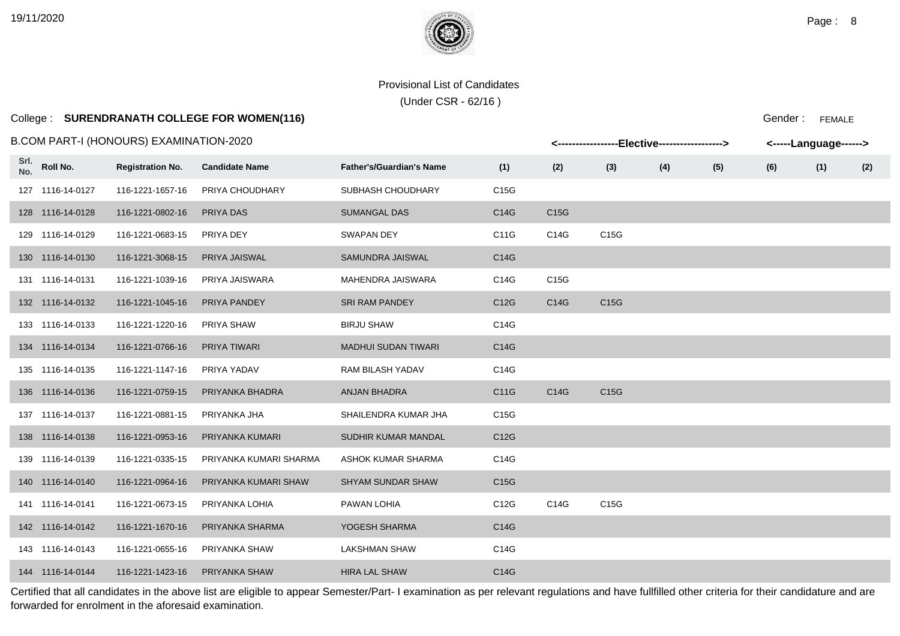Provisional List of Candidates

(Under CSR - 62/16 )

College : **SURENDRANATH COLLEGE FOR WOMEN(116)**

Gender : FEMALE

B.COM PART-I (HONOURS) EXAMINATION-2020

| | | | | | <-----------------Elective------------------> | | | | | | <-----Language------> | |
|---|---|---|---|---|---|---|---|---|---|---|---|---|
| Srl. No. | Roll No. | Registration No. | Candidate Name | Father's/Guardian's Name | (1) | (2) | (3) | (4) | (5) | (6) | (1) | (2) |
| 127 | 1116-14-0127 | 116-1221-1657-16 | PRIYA CHOUDHARY | SUBHASH CHOUDHARY | C15G | | | | | | | |
| 128 | 1116-14-0128 | 116-1221-0802-16 | PRIYA DAS | SUMANGAL DAS | C14G | C15G | | | | | | |
| 129 | 1116-14-0129 | 116-1221-0683-15 | PRIYA DEY | SWAPAN DEY | C11G | C14G | C15G | | | | | |
| 130 | 1116-14-0130 | 116-1221-3068-15 | PRIYA JAISWAL | SAMUNDRA JAISWAL | C14G | | | | | | | |
| 131 | 1116-14-0131 | 116-1221-1039-16 | PRIYA JAISWARA | MAHENDRA JAISWARA | C14G | C15G | | | | | | |
| 132 | 1116-14-0132 | 116-1221-1045-16 | PRIYA PANDEY | SRI RAM PANDEY | C12G | C14G | C15G | | | | | |
| 133 | 1116-14-0133 | 116-1221-1220-16 | PRIYA SHAW | BIRJU SHAW | C14G | | | | | | | |
| 134 | 1116-14-0134 | 116-1221-0766-16 | PRIYA TIWARI | MADHUI SUDAN TIWARI | C14G | | | | | | | |
| 135 | 1116-14-0135 | 116-1221-1147-16 | PRIYA YADAV | RAM BILASH YADAV | C14G | | | | | | | |
| 136 | 1116-14-0136 | 116-1221-0759-15 | PRIYANKA BHADRA | ANJAN BHADRA | C11G | C14G | C15G | | | | | |
| 137 | 1116-14-0137 | 116-1221-0881-15 | PRIYANKA JHA | SHAILENDRA KUMAR JHA | C15G | | | | | | | |
| 138 | 1116-14-0138 | 116-1221-0953-16 | PRIYANKA KUMARI | SUDHIR KUMAR MANDAL | C12G | | | | | | | |
| 139 | 1116-14-0139 | 116-1221-0335-15 | PRIYANKA KUMARI SHARMA | ASHOK KUMAR SHARMA | C14G | | | | | | | |
| 140 | 1116-14-0140 | 116-1221-0964-16 | PRIYANKA KUMARI SHAW | SHYAM SUNDAR SHAW | C15G | | | | | | | |
| 141 | 1116-14-0141 | 116-1221-0673-15 | PRIYANKA LOHIA | PAWAN LOHIA | C12G | C14G | C15G | | | | | |
| 142 | 1116-14-0142 | 116-1221-1670-16 | PRIYANKA SHARMA | YOGESH SHARMA | C14G | | | | | | | |
| 143 | 1116-14-0143 | 116-1221-0655-16 | PRIYANKA SHAW | LAKSHMAN SHAW | C14G | | | | | | | |
| 144 | 1116-14-0144 | 116-1221-1423-16 | PRIYANKA SHAW | HIRA LAL SHAW | C14G | | | | | | | |

Certified that all candidates in the above list are eligible to appear Semester/Part- I examination as per relevant regulations and have fullfilled other criteria for their candidature and are forwarded for enrolment in the aforesaid examination.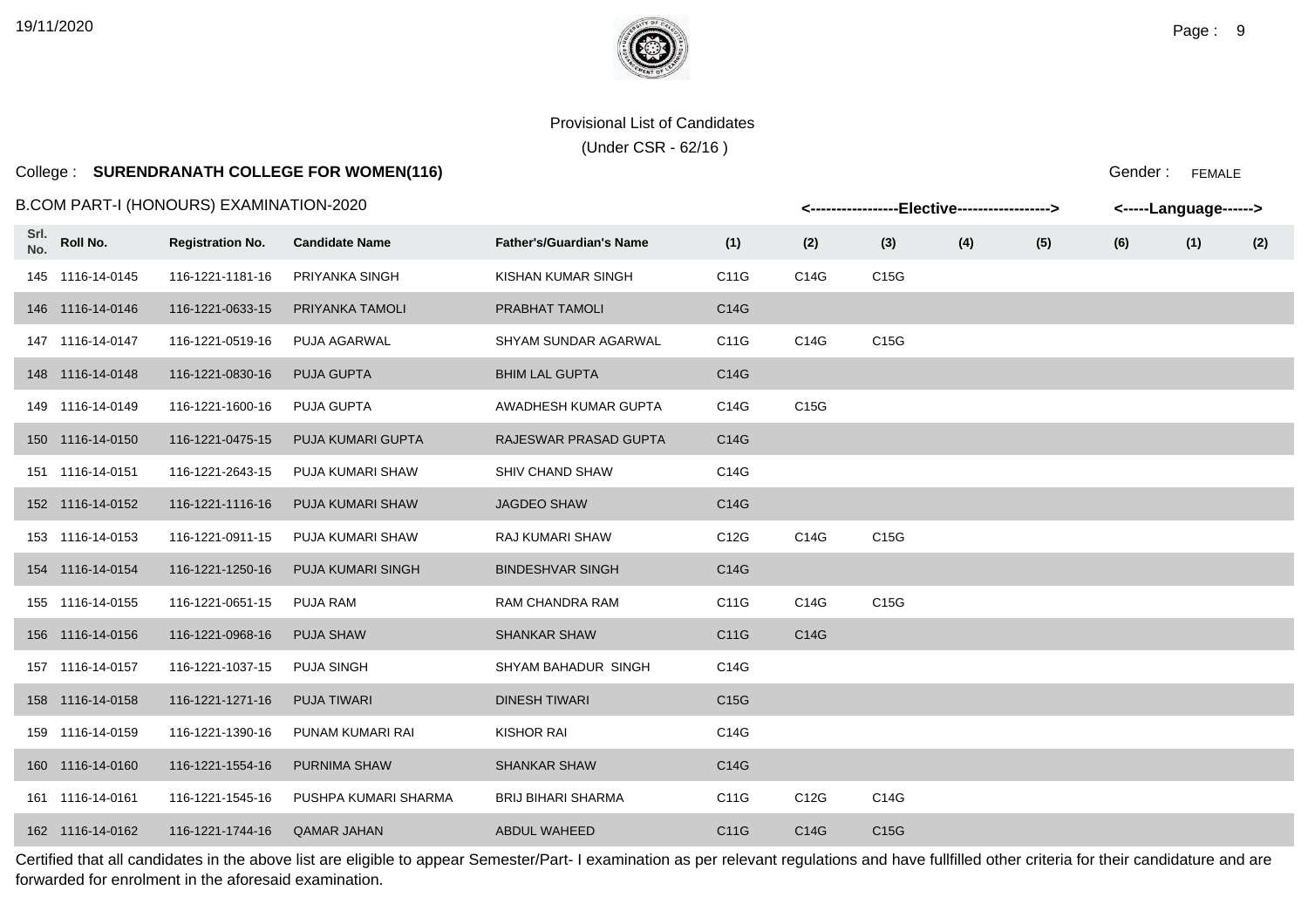Provisional List of Candidates

(Under CSR - 62/16 )

College : **SURENDRANATH COLLEGE FOR WOMEN(116)**

Gender : FEMALE

B.COM PART-I (HONOURS) EXAMINATION-2020

| Srl. No. | Roll No. | Registration No. | Candidate Name | Father's/Guardian's Name | <------Elective------> (1) | (2) | (3) | (4) | (5) | (6) | <---Language---> (1) | (2) |
|---|---|---|---|---|---|---|---|---|---|---|---|---|
| 145 | 1116-14-0145 | 116-1221-1181-16 | PRIYANKA SINGH | KISHAN KUMAR SINGH | C11G | C14G | C15G | | | | | |
| 146 | 1116-14-0146 | 116-1221-0633-15 | PRIYANKA TAMOLI | PRABHAT TAMOLI | C14G | | | | | | | |
| 147 | 1116-14-0147 | 116-1221-0519-16 | PUJA AGARWAL | SHYAM SUNDAR AGARWAL | C11G | C14G | C15G | | | | | |
| 148 | 1116-14-0148 | 116-1221-0830-16 | PUJA GUPTA | BHIM LAL GUPTA | C14G | | | | | | | |
| 149 | 1116-14-0149 | 116-1221-1600-16 | PUJA GUPTA | AWADHESH KUMAR GUPTA | C14G | C15G | | | | | | |
| 150 | 1116-14-0150 | 116-1221-0475-15 | PUJA KUMARI GUPTA | RAJESWAR PRASAD GUPTA | C14G | | | | | | | |
| 151 | 1116-14-0151 | 116-1221-2643-15 | PUJA KUMARI SHAW | SHIV CHAND SHAW | C14G | | | | | | | |
| 152 | 1116-14-0152 | 116-1221-1116-16 | PUJA KUMARI SHAW | JAGDEO SHAW | C14G | | | | | | | |
| 153 | 1116-14-0153 | 116-1221-0911-15 | PUJA KUMARI SHAW | RAJ KUMARI SHAW | C12G | C14G | C15G | | | | | |
| 154 | 1116-14-0154 | 116-1221-1250-16 | PUJA KUMARI SINGH | BINDESHVAR SINGH | C14G | | | | | | | |
| 155 | 1116-14-0155 | 116-1221-0651-15 | PUJA RAM | RAM CHANDRA RAM | C11G | C14G | C15G | | | | | |
| 156 | 1116-14-0156 | 116-1221-0968-16 | PUJA SHAW | SHANKAR SHAW | C11G | C14G | | | | | | |
| 157 | 1116-14-0157 | 116-1221-1037-15 | PUJA SINGH | SHYAM BAHADUR SINGH | C14G | | | | | | | |
| 158 | 1116-14-0158 | 116-1221-1271-16 | PUJA TIWARI | DINESH TIWARI | C15G | | | | | | | |
| 159 | 1116-14-0159 | 116-1221-1390-16 | PUNAM KUMARI RAI | KISHOR RAI | C14G | | | | | | | |
| 160 | 1116-14-0160 | 116-1221-1554-16 | PURNIMA SHAW | SHANKAR SHAW | C14G | | | | | | | |
| 161 | 1116-14-0161 | 116-1221-1545-16 | PUSHPA KUMARI SHARMA | BRIJ BIHARI SHARMA | C11G | C12G | C14G | | | | | |
| 162 | 1116-14-0162 | 116-1221-1744-16 | QAMAR JAHAN | ABDUL WAHEED | C11G | C14G | C15G | | | | | |

Certified that all candidates in the above list are eligible to appear Semester/Part- I examination as per relevant regulations and have fullfilled other criteria for their candidature and are forwarded for enrolment in the aforesaid examination.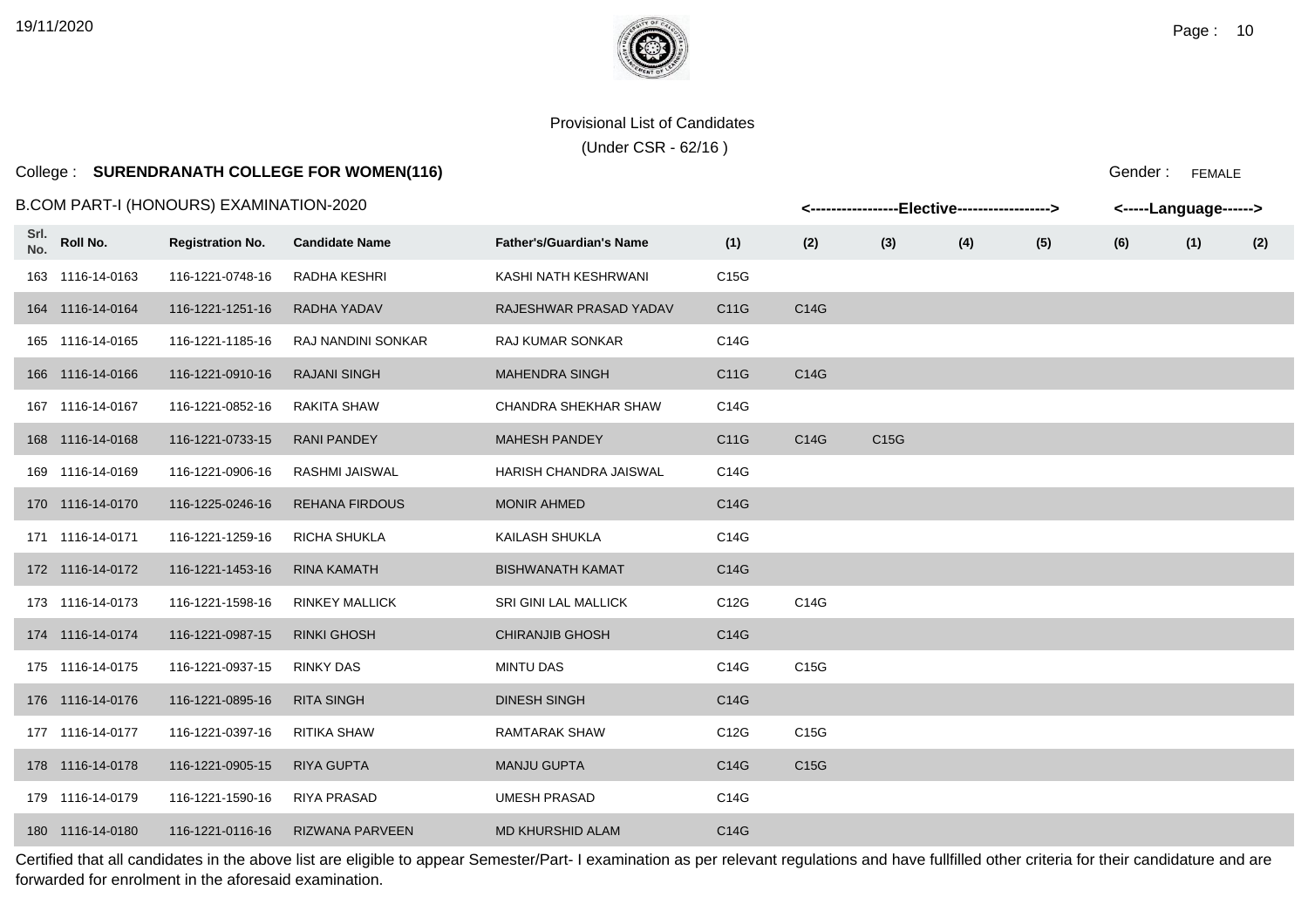Provisional List of Candidates

(Under CSR - 62/16 )

College : **SURENDRANATH COLLEGE FOR WOMEN(116)**

Gender : FEMALE

B.COM PART-I (HONOURS) EXAMINATION-2020

| Srl. No. | Roll No. | Registration No. | Candidate Name | Father's/Guardian's Name | <-----Elective-----> (1) | (2) | (3) | (4) | (5) | (6) | <-----Language-----> (1) | (2) |
|---|---|---|---|---|---|---|---|---|---|---|---|---|
| 163 | 1116-14-0163 | 116-1221-0748-16 | RADHA KESHRI | KASHI NATH KESHRWANI | C15G | | | | | | | |
| 164 | 1116-14-0164 | 116-1221-1251-16 | RADHA YADAV | RAJESHWAR PRASAD YADAV | C11G | C14G | | | | | | |
| 165 | 1116-14-0165 | 116-1221-1185-16 | RAJ NANDINI SONKAR | RAJ KUMAR SONKAR | C14G | | | | | | | |
| 166 | 1116-14-0166 | 116-1221-0910-16 | RAJANI SINGH | MAHENDRA SINGH | C11G | C14G | | | | | | |
| 167 | 1116-14-0167 | 116-1221-0852-16 | RAKITA SHAW | CHANDRA SHEKHAR SHAW | C14G | | | | | | | |
| 168 | 1116-14-0168 | 116-1221-0733-15 | RANI PANDEY | MAHESH PANDEY | C11G | C14G | C15G | | | | | |
| 169 | 1116-14-0169 | 116-1221-0906-16 | RASHMI JAISWAL | HARISH CHANDRA JAISWAL | C14G | | | | | | | |
| 170 | 1116-14-0170 | 116-1225-0246-16 | REHANA FIRDOUS | MONIR AHMED | C14G | | | | | | | |
| 171 | 1116-14-0171 | 116-1221-1259-16 | RICHA SHUKLA | KAILASH SHUKLA | C14G | | | | | | | |
| 172 | 1116-14-0172 | 116-1221-1453-16 | RINA KAMATH | BISHWANATH KAMAT | C14G | | | | | | | |
| 173 | 1116-14-0173 | 116-1221-1598-16 | RINKEY MALLICK | SRI GINI LAL MALLICK | C12G | C14G | | | | | | |
| 174 | 1116-14-0174 | 116-1221-0987-15 | RINKI GHOSH | CHIRANJIB GHOSH | C14G | | | | | | | |
| 175 | 1116-14-0175 | 116-1221-0937-15 | RINKY DAS | MINTU DAS | C14G | C15G | | | | | | |
| 176 | 1116-14-0176 | 116-1221-0895-16 | RITA SINGH | DINESH SINGH | C14G | | | | | | | |
| 177 | 1116-14-0177 | 116-1221-0397-16 | RITIKA SHAW | RAMTARAK SHAW | C12G | C15G | | | | | | |
| 178 | 1116-14-0178 | 116-1221-0905-15 | RIYA GUPTA | MANJU GUPTA | C14G | C15G | | | | | | |
| 179 | 1116-14-0179 | 116-1221-1590-16 | RIYA PRASAD | UMESH PRASAD | C14G | | | | | | | |
| 180 | 1116-14-0180 | 116-1221-0116-16 | RIZWANA PARVEEN | MD KHURSHID ALAM | C14G | | | | | | | |

Certified that all candidates in the above list are eligible to appear Semester/Part- I examination as per relevant regulations and have fullfilled other criteria for their candidature and are forwarded for enrolment in the aforesaid examination.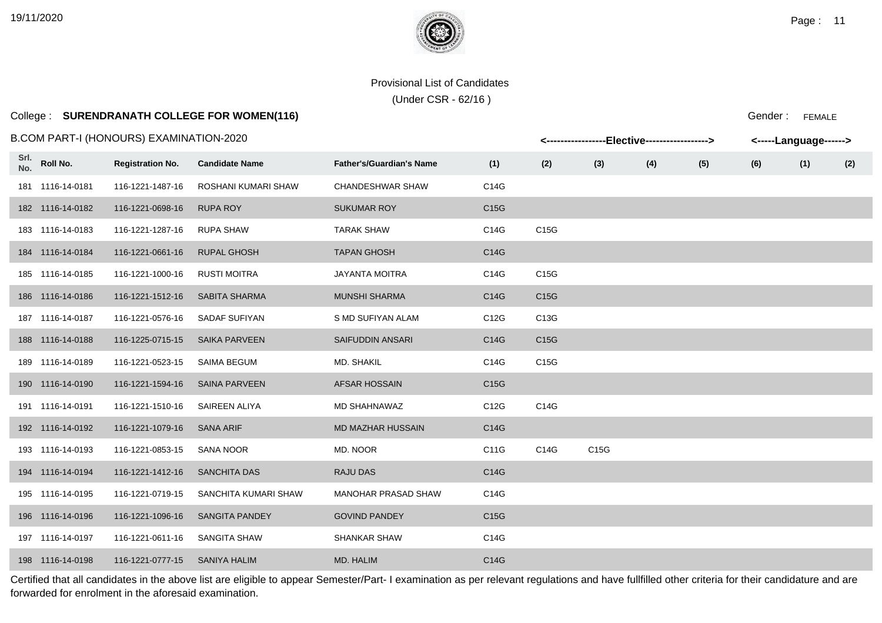Provisional List of Candidates

(Under CSR - 62/16 )

College : **SURENDRANATH COLLEGE FOR WOMEN(116)**

Gender : FEMALE

B.COM PART-I (HONOURS) EXAMINATION-2020

| | | | | | <-----------------Elective------------------> | | | | | | <-----Language------> | |
|---|---|---|---|---|---|---|---|---|---|---|---|---|
| Srl. No. | Roll No. | Registration No. | Candidate Name | Father's/Guardian's Name | (1) | (2) | (3) | (4) | (5) | (6) | (1) | (2) |
| 181 | 1116-14-0181 | 116-1221-1487-16 | ROSHANI KUMARI SHAW | CHANDESHWAR SHAW | C14G | | | | | | | |
| 182 | 1116-14-0182 | 116-1221-0698-16 | RUPA ROY | SUKUMAR ROY | C15G | | | | | | | |
| 183 | 1116-14-0183 | 116-1221-1287-16 | RUPA SHAW | TARAK SHAW | C14G | C15G | | | | | | |
| 184 | 1116-14-0184 | 116-1221-0661-16 | RUPAL GHOSH | TAPAN GHOSH | C14G | | | | | | | |
| 185 | 1116-14-0185 | 116-1221-1000-16 | RUSTI MOITRA | JAYANTA MOITRA | C14G | C15G | | | | | | |
| 186 | 1116-14-0186 | 116-1221-1512-16 | SABITA SHARMA | MUNSHI SHARMA | C14G | C15G | | | | | | |
| 187 | 1116-14-0187 | 116-1221-0576-16 | SADAF SUFIYAN | S MD SUFIYAN ALAM | C12G | C13G | | | | | | |
| 188 | 1116-14-0188 | 116-1225-0715-15 | SAIKA PARVEEN | SAIFUDDIN ANSARI | C14G | C15G | | | | | | |
| 189 | 1116-14-0189 | 116-1221-0523-15 | SAIMA BEGUM | MD. SHAKIL | C14G | C15G | | | | | | |
| 190 | 1116-14-0190 | 116-1221-1594-16 | SAINA PARVEEN | AFSAR HOSSAIN | C15G | | | | | | | |
| 191 | 1116-14-0191 | 116-1221-1510-16 | SAIREEN ALIYA | MD SHAHNAWAZ | C12G | C14G | | | | | | |
| 192 | 1116-14-0192 | 116-1221-1079-16 | SANA ARIF | MD MAZHAR HUSSAIN | C14G | | | | | | | |
| 193 | 1116-14-0193 | 116-1221-0853-15 | SANA NOOR | MD. NOOR | C11G | C14G | C15G | | | | | |
| 194 | 1116-14-0194 | 116-1221-1412-16 | SANCHITA DAS | RAJU DAS | C14G | | | | | | | |
| 195 | 1116-14-0195 | 116-1221-0719-15 | SANCHITA KUMARI SHAW | MANOHAR PRASAD SHAW | C14G | | | | | | | |
| 196 | 1116-14-0196 | 116-1221-1096-16 | SANGITA PANDEY | GOVIND PANDEY | C15G | | | | | | | |
| 197 | 1116-14-0197 | 116-1221-0611-16 | SANGITA SHAW | SHANKAR SHAW | C14G | | | | | | | |
| 198 | 1116-14-0198 | 116-1221-0777-15 | SANIYA HALIM | MD. HALIM | C14G | | | | | | | |

Certified that all candidates in the above list are eligible to appear Semester/Part- I examination as per relevant regulations and have fullfilled other criteria for their candidature and are forwarded for enrolment in the aforesaid examination.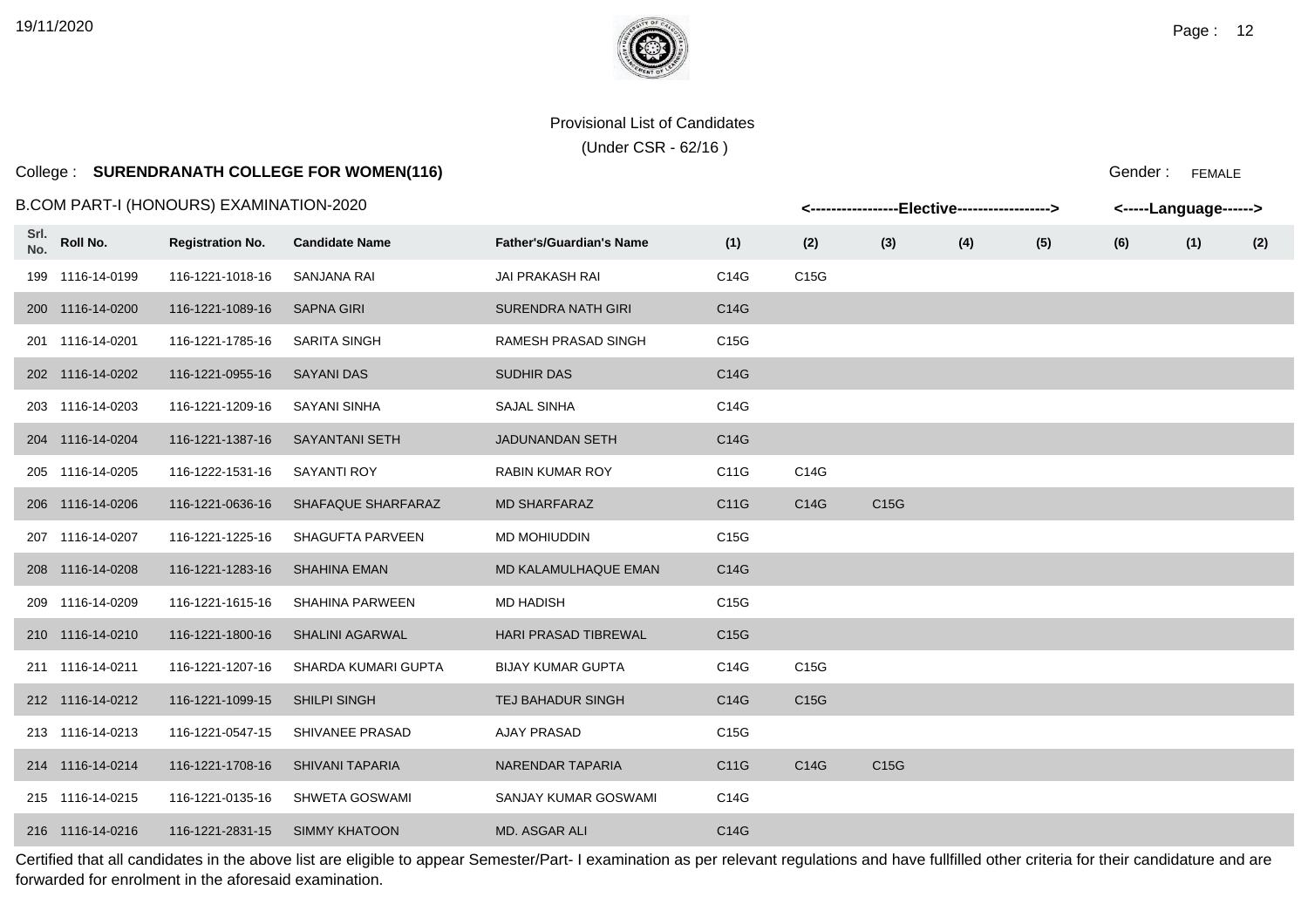Provisional List of Candidates

(Under CSR - 62/16 )

College : **SURENDRANATH COLLEGE FOR WOMEN(116)**

Gender : FEMALE

B.COM PART-I (HONOURS) EXAMINATION-2020

| Srl. No. | Roll No. | Registration No. | Candidate Name | Father's/Guardian's Name | <----Elective---- (1) | (2) | (3) | (4) | (5) | ----> (6) | <---Language (1) | ---> (2) |
|---|---|---|---|---|---|---|---|---|---|---|---|---|
| 199 | 1116-14-0199 | 116-1221-1018-16 | SANJANA RAI | JAI PRAKASH RAI | C14G | C15G | | | | | | |
| 200 | 1116-14-0200 | 116-1221-1089-16 | SAPNA GIRI | SURENDRA NATH GIRI | C14G | | | | | | | |
| 201 | 1116-14-0201 | 116-1221-1785-16 | SARITA SINGH | RAMESH PRASAD SINGH | C15G | | | | | | | |
| 202 | 1116-14-0202 | 116-1221-0955-16 | SAYANI DAS | SUDHIR DAS | C14G | | | | | | | |
| 203 | 1116-14-0203 | 116-1221-1209-16 | SAYANI SINHA | SAJAL SINHA | C14G | | | | | | | |
| 204 | 1116-14-0204 | 116-1221-1387-16 | SAYANTANI SETH | JADUNANDAN SETH | C14G | | | | | | | |
| 205 | 1116-14-0205 | 116-1222-1531-16 | SAYANTI ROY | RABIN KUMAR ROY | C11G | C14G | | | | | | |
| 206 | 1116-14-0206 | 116-1221-0636-16 | SHAFAQUE SHARFARAZ | MD SHARFARAZ | C11G | C14G | C15G | | | | | |
| 207 | 1116-14-0207 | 116-1221-1225-16 | SHAGUFTA PARVEEN | MD MOHIUDDIN | C15G | | | | | | | |
| 208 | 1116-14-0208 | 116-1221-1283-16 | SHAHINA EMAN | MD KALAMULHAQUE EMAN | C14G | | | | | | | |
| 209 | 1116-14-0209 | 116-1221-1615-16 | SHAHINA PARWEEN | MD HADISH | C15G | | | | | | | |
| 210 | 1116-14-0210 | 116-1221-1800-16 | SHALINI AGARWAL | HARI PRASAD TIBREWAL | C15G | | | | | | | |
| 211 | 1116-14-0211 | 116-1221-1207-16 | SHARDA KUMARI GUPTA | BIJAY KUMAR GUPTA | C14G | C15G | | | | | | |
| 212 | 1116-14-0212 | 116-1221-1099-15 | SHILPI SINGH | TEJ BAHADUR SINGH | C14G | C15G | | | | | | |
| 213 | 1116-14-0213 | 116-1221-0547-15 | SHIVANEE PRASAD | AJAY PRASAD | C15G | | | | | | | |
| 214 | 1116-14-0214 | 116-1221-1708-16 | SHIVANI TAPARIA | NARENDAR TAPARIA | C11G | C14G | C15G | | | | | |
| 215 | 1116-14-0215 | 116-1221-0135-16 | SHWETA GOSWAMI | SANJAY KUMAR GOSWAMI | C14G | | | | | | | |
| 216 | 1116-14-0216 | 116-1221-2831-15 | SIMMY KHATOON | MD. ASGAR ALI | C14G | | | | | | | |

Certified that all candidates in the above list are eligible to appear Semester/Part- I examination as per relevant regulations and have fullfilled other criteria for their candidature and are forwarded for enrolment in the aforesaid examination.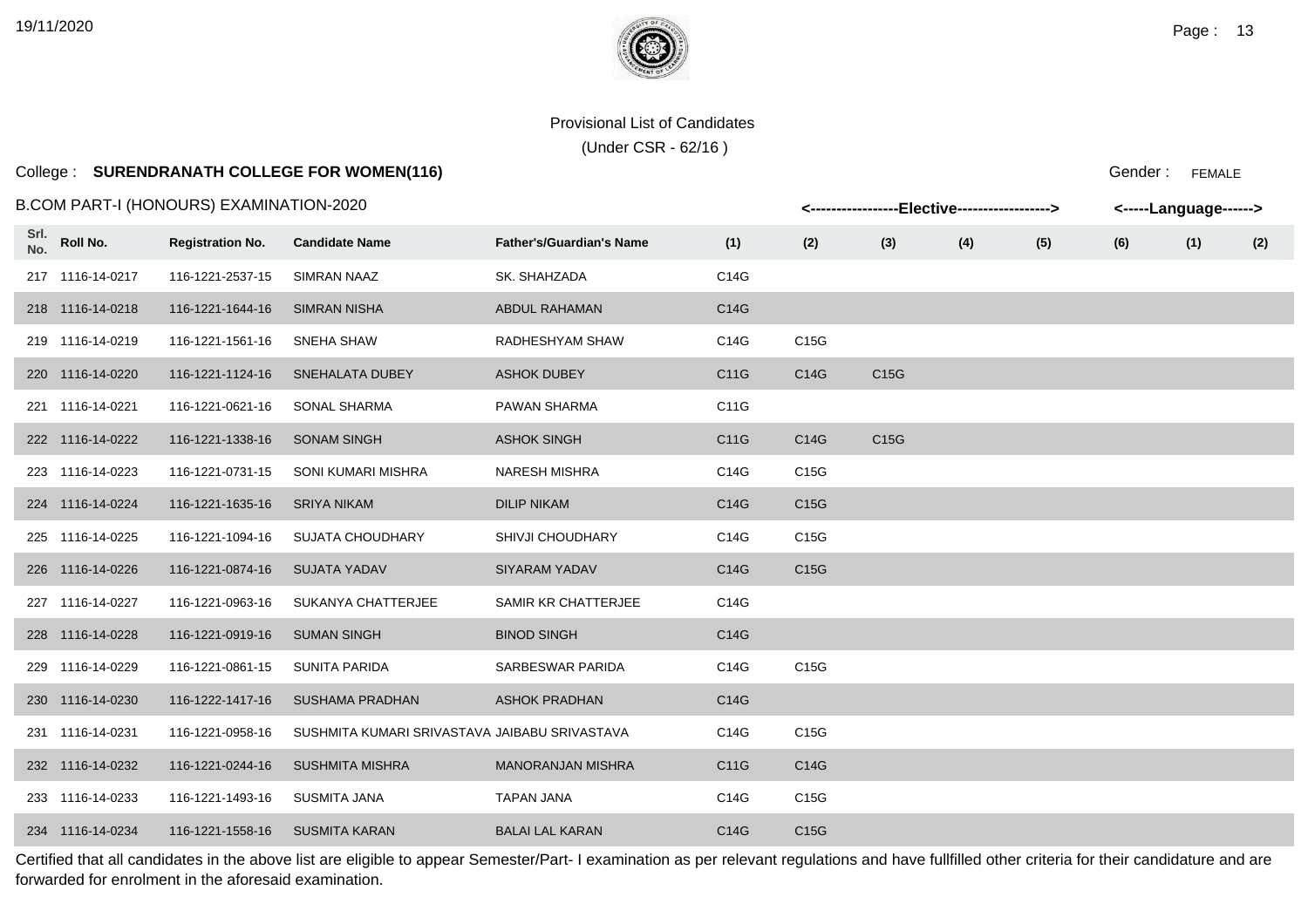Provisional List of Candidates

(Under CSR - 62/16 )

College : **SURENDRANATH COLLEGE FOR WOMEN(116)**

Gender : FEMALE

B.COM PART-I (HONOURS) EXAMINATION-2020

| Srl. No. | Roll No. | Registration No. | Candidate Name | Father's/Guardian's Name | Elective (1) | Elective (2) | Elective (3) | Elective (4) | Elective (5) | Elective (6) | Language (1) | Language (2) |
|---|---|---|---|---|---|---|---|---|---|---|---|---|
| 217 | 1116-14-0217 | 116-1221-2537-15 | SIMRAN NAAZ | SK. SHAHZADA | C14G | | | | | | | |
| 218 | 1116-14-0218 | 116-1221-1644-16 | SIMRAN NISHA | ABDUL RAHAMAN | C14G | | | | | | | |
| 219 | 1116-14-0219 | 116-1221-1561-16 | SNEHA SHAW | RADHESHYAM SHAW | C14G | C15G | | | | | | |
| 220 | 1116-14-0220 | 116-1221-1124-16 | SNEHALATA DUBEY | ASHOK DUBEY | C11G | C14G | C15G | | | | | |
| 221 | 1116-14-0221 | 116-1221-0621-16 | SONAL SHARMA | PAWAN SHARMA | C11G | | | | | | | |
| 222 | 1116-14-0222 | 116-1221-1338-16 | SONAM SINGH | ASHOK SINGH | C11G | C14G | C15G | | | | | |
| 223 | 1116-14-0223 | 116-1221-0731-15 | SONI KUMARI MISHRA | NARESH MISHRA | C14G | C15G | | | | | | |
| 224 | 1116-14-0224 | 116-1221-1635-16 | SRIYA NIKAM | DILIP NIKAM | C14G | C15G | | | | | | |
| 225 | 1116-14-0225 | 116-1221-1094-16 | SUJATA CHOUDHARY | SHIVJI CHOUDHARY | C14G | C15G | | | | | | |
| 226 | 1116-14-0226 | 116-1221-0874-16 | SUJATA YADAV | SIYARAM YADAV | C14G | C15G | | | | | | |
| 227 | 1116-14-0227 | 116-1221-0963-16 | SUKANYA CHATTERJEE | SAMIR KR CHATTERJEE | C14G | | | | | | | |
| 228 | 1116-14-0228 | 116-1221-0919-16 | SUMAN SINGH | BINOD SINGH | C14G | | | | | | | |
| 229 | 1116-14-0229 | 116-1221-0861-15 | SUNITA PARIDA | SARBESWAR PARIDA | C14G | C15G | | | | | | |
| 230 | 1116-14-0230 | 116-1222-1417-16 | SUSHAMA PRADHAN | ASHOK PRADHAN | C14G | | | | | | | |
| 231 | 1116-14-0231 | 116-1221-0958-16 | SUSHMITA KUMARI SRIVASTAVA | JAIBABU SRIVASTAVA | C14G | C15G | | | | | | |
| 232 | 1116-14-0232 | 116-1221-0244-16 | SUSHMITA MISHRA | MANORANJAN MISHRA | C11G | C14G | | | | | | |
| 233 | 1116-14-0233 | 116-1221-1493-16 | SUSMITA JANA | TAPAN JANA | C14G | C15G | | | | | | |
| 234 | 1116-14-0234 | 116-1221-1558-16 | SUSMITA KARAN | BALAI LAL KARAN | C14G | C15G | | | | | | |

Certified that all candidates in the above list are eligible to appear Semester/Part- I examination as per relevant regulations and have fullfilled other criteria for their candidature and are forwarded for enrolment in the aforesaid examination.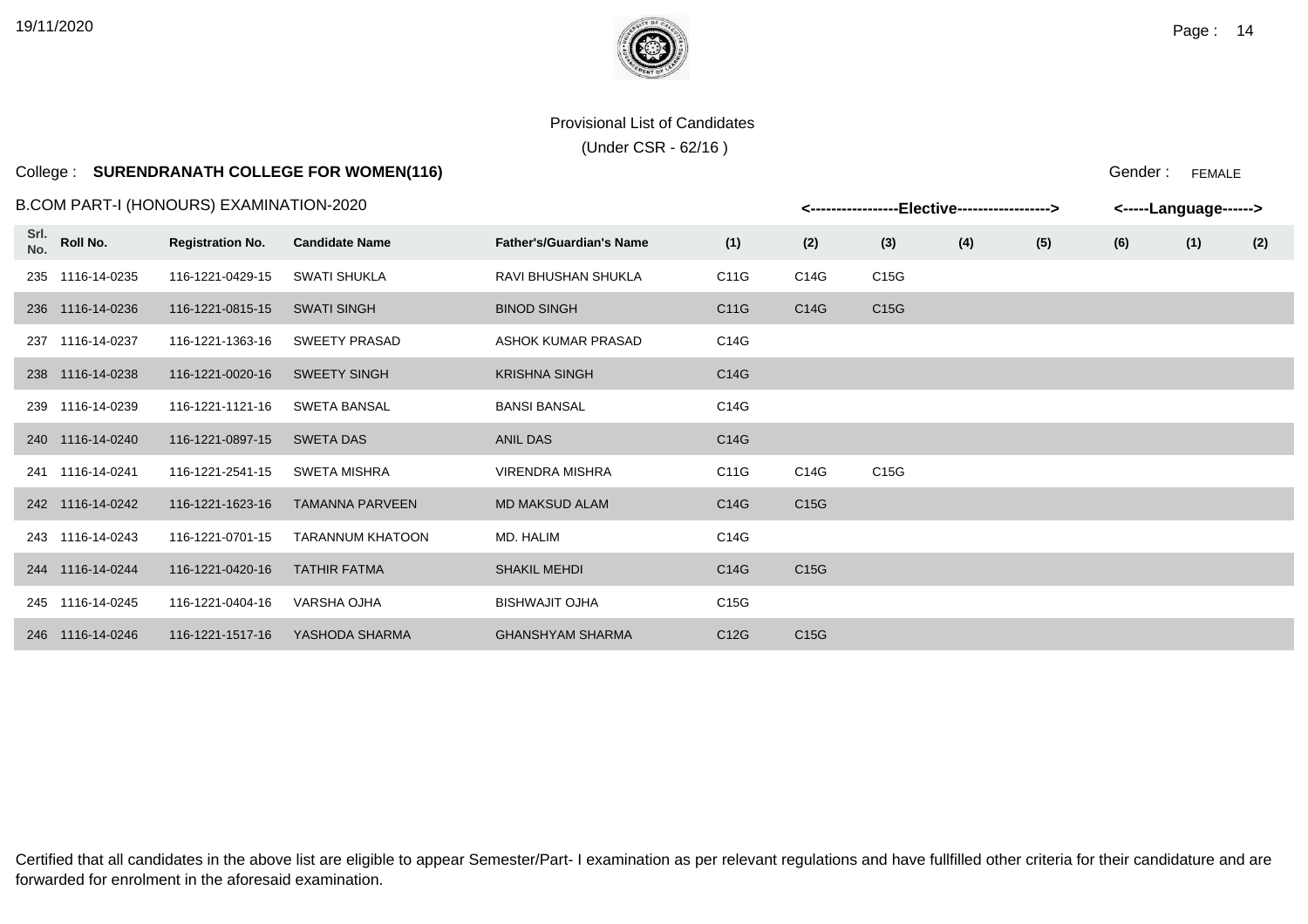Provisional List of Candidates

(Under CSR - 62/16 )

College : **SURENDRANATH COLLEGE FOR WOMEN(116)**

Gender : FEMALE

B.COM PART-I (HONOURS) EXAMINATION-2020

| Srl. No. | Roll No. | Registration No. | Candidate Name | Father's/Guardian's Name | <---Elective---> (1) | (2) | (3) | (4) | (5) | (6) | <---Language---> (1) | (2) |
|---|---|---|---|---|---|---|---|---|---|---|---|---|
| 235 | 1116-14-0235 | 116-1221-0429-15 | SWATI SHUKLA | RAVI BHUSHAN SHUKLA | C11G | C14G | C15G | | | | | |
| 236 | 1116-14-0236 | 116-1221-0815-15 | SWATI SINGH | BINOD SINGH | C11G | C14G | C15G | | | | | |
| 237 | 1116-14-0237 | 116-1221-1363-16 | SWEETY PRASAD | ASHOK KUMAR PRASAD | C14G | | | | | | | |
| 238 | 1116-14-0238 | 116-1221-0020-16 | SWEETY SINGH | KRISHNA SINGH | C14G | | | | | | | |
| 239 | 1116-14-0239 | 116-1221-1121-16 | SWETA BANSAL | BANSI BANSAL | C14G | | | | | | | |
| 240 | 1116-14-0240 | 116-1221-0897-15 | SWETA DAS | ANIL DAS | C14G | | | | | | | |
| 241 | 1116-14-0241 | 116-1221-2541-15 | SWETA MISHRA | VIRENDRA MISHRA | C11G | C14G | C15G | | | | | |
| 242 | 1116-14-0242 | 116-1221-1623-16 | TAMANNA PARVEEN | MD MAKSUD ALAM | C14G | C15G | | | | | | |
| 243 | 1116-14-0243 | 116-1221-0701-15 | TARANNUM KHATOON | MD. HALIM | C14G | | | | | | | |
| 244 | 1116-14-0244 | 116-1221-0420-16 | TATHIR FATMA | SHAKIL MEHDI | C14G | C15G | | | | | | |
| 245 | 1116-14-0245 | 116-1221-0404-16 | VARSHA OJHA | BISHWAJIT OJHA | C15G | | | | | | | |
| 246 | 1116-14-0246 | 116-1221-1517-16 | YASHODA SHARMA | GHANSHYAM SHARMA | C12G | C15G | | | | | | |

Certified that all candidates in the above list are eligible to appear Semester/Part- I examination as per relevant regulations and have fullfilled other criteria for their candidature and are forwarded for enrolment in the aforesaid examination.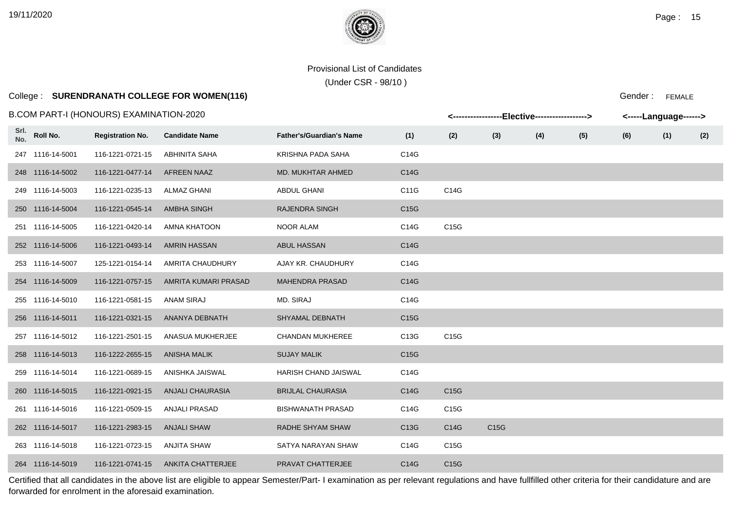Provisional List of Candidates

(Under CSR - 98/10 )

College : **SURENDRANATH COLLEGE FOR WOMEN(116)**

Gender : FEMALE

B.COM PART-I (HONOURS) EXAMINATION-2020

| Srl. No. | Roll No. | Registration No. | Candidate Name | Father's/Guardian's Name | <-----------------Elective-----------------> | | | | | | <-----Language------> | |
|---|---|---|---|---|---|---|---|---|---|---|---|---|
| | | | | | (1) | (2) | (3) | (4) | (5) | (6) | (1) | (2) |
| 247 | 1116-14-5001 | 116-1221-0721-15 | ABHINITA SAHA | KRISHNA PADA SAHA | C14G | | | | | | | |
| 248 | 1116-14-5002 | 116-1221-0477-14 | AFREEN NAAZ | MD. MUKHTAR AHMED | C14G | | | | | | | |
| 249 | 1116-14-5003 | 116-1221-0235-13 | ALMAZ GHANI | ABDUL GHANI | C11G | C14G | | | | | | |
| 250 | 1116-14-5004 | 116-1221-0545-14 | AMBHA SINGH | RAJENDRA SINGH | C15G | | | | | | | |
| 251 | 1116-14-5005 | 116-1221-0420-14 | AMNA KHATOON | NOOR ALAM | C14G | C15G | | | | | | |
| 252 | 1116-14-5006 | 116-1221-0493-14 | AMRIN HASSAN | ABUL HASSAN | C14G | | | | | | | |
| 253 | 1116-14-5007 | 125-1221-0154-14 | AMRITA CHAUDHURY | AJAY KR. CHAUDHURY | C14G | | | | | | | |
| 254 | 1116-14-5009 | 116-1221-0757-15 | AMRITA KUMARI PRASAD | MAHENDRA PRASAD | C14G | | | | | | | |
| 255 | 1116-14-5010 | 116-1221-0581-15 | ANAM SIRAJ | MD. SIRAJ | C14G | | | | | | | |
| 256 | 1116-14-5011 | 116-1221-0321-15 | ANANYA DEBNATH | SHYAMAL DEBNATH | C15G | | | | | | | |
| 257 | 1116-14-5012 | 116-1221-2501-15 | ANASUA MUKHERJEE | CHANDAN MUKHEREE | C13G | C15G | | | | | | |
| 258 | 1116-14-5013 | 116-1222-2655-15 | ANISHA MALIK | SUJAY MALIK | C15G | | | | | | | |
| 259 | 1116-14-5014 | 116-1221-0689-15 | ANISHKA JAISWAL | HARISH CHAND JAISWAL | C14G | | | | | | | |
| 260 | 1116-14-5015 | 116-1221-0921-15 | ANJALI CHAURASIA | BRIJLAL CHAURASIA | C14G | C15G | | | | | | |
| 261 | 1116-14-5016 | 116-1221-0509-15 | ANJALI PRASAD | BISHWANATH PRASAD | C14G | C15G | | | | | | |
| 262 | 1116-14-5017 | 116-1221-2983-15 | ANJALI SHAW | RADHE SHYAM SHAW | C13G | C14G | C15G | | | | | |
| 263 | 1116-14-5018 | 116-1221-0723-15 | ANJITA SHAW | SATYA NARAYAN SHAW | C14G | C15G | | | | | | |
| 264 | 1116-14-5019 | 116-1221-0741-15 | ANKITA CHATTERJEE | PRAVAT CHATTERJEE | C14G | C15G | | | | | | |

Certified that all candidates in the above list are eligible to appear Semester/Part- I examination as per relevant regulations and have fullfilled other criteria for their candidature and are forwarded for enrolment in the aforesaid examination.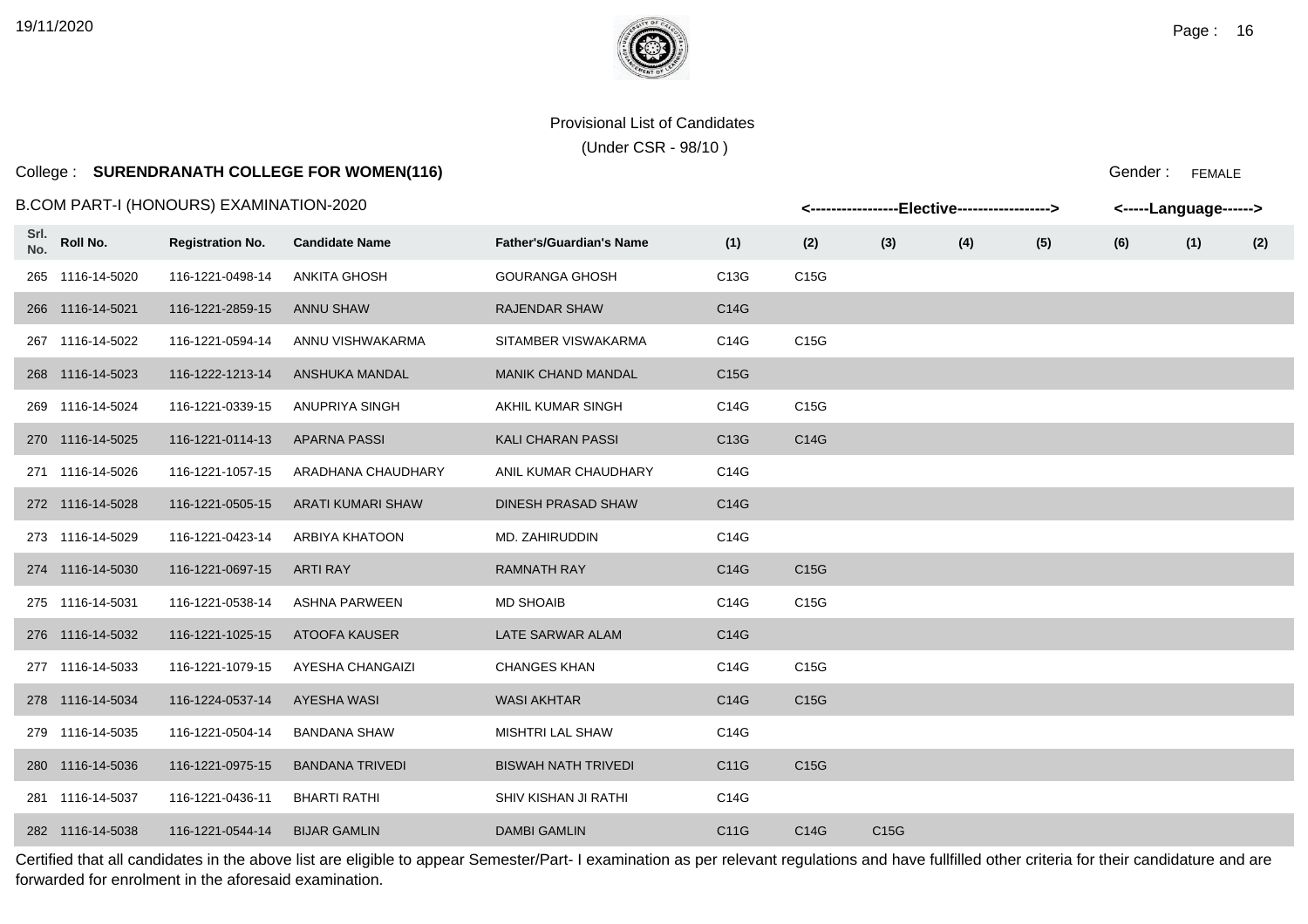Provisional List of Candidates

(Under CSR - 98/10 )

College : **SURENDRANATH COLLEGE FOR WOMEN(116)**

Gender : FEMALE

B.COM PART-I (HONOURS) EXAMINATION-2020

| Srl. No. | Roll No. | Registration No. | Candidate Name | Father's/Guardian's Name | <-----Elective-----> (1) | (2) | (3) | (4) | (5) | (6) | <-----Language-----> (1) | (2) |
|---|---|---|---|---|---|---|---|---|---|---|---|---|
| 265 | 1116-14-5020 | 116-1221-0498-14 | ANKITA GHOSH | GOURANGA GHOSH | C13G | C15G | | | | | | |
| 266 | 1116-14-5021 | 116-1221-2859-15 | ANNU SHAW | RAJENDAR SHAW | C14G | | | | | | | |
| 267 | 1116-14-5022 | 116-1221-0594-14 | ANNU VISHWAKARMA | SITAMBER VISWAKARMA | C14G | C15G | | | | | | |
| 268 | 1116-14-5023 | 116-1222-1213-14 | ANSHUKA MANDAL | MANIK CHAND MANDAL | C15G | | | | | | | |
| 269 | 1116-14-5024 | 116-1221-0339-15 | ANUPRIYA SINGH | AKHIL KUMAR SINGH | C14G | C15G | | | | | | |
| 270 | 1116-14-5025 | 116-1221-0114-13 | APARNA PASSI | KALI CHARAN PASSI | C13G | C14G | | | | | | |
| 271 | 1116-14-5026 | 116-1221-1057-15 | ARADHANA CHAUDHARY | ANIL KUMAR CHAUDHARY | C14G | | | | | | | |
| 272 | 1116-14-5028 | 116-1221-0505-15 | ARATI KUMARI SHAW | DINESH PRASAD SHAW | C14G | | | | | | | |
| 273 | 1116-14-5029 | 116-1221-0423-14 | ARBIYA KHATOON | MD. ZAHIRUDDIN | C14G | | | | | | | |
| 274 | 1116-14-5030 | 116-1221-0697-15 | ARTI RAY | RAMNATH RAY | C14G | C15G | | | | | | |
| 275 | 1116-14-5031 | 116-1221-0538-14 | ASHNA PARWEEN | MD SHOAIB | C14G | C15G | | | | | | |
| 276 | 1116-14-5032 | 116-1221-1025-15 | ATOOFA KAUSER | LATE SARWAR ALAM | C14G | | | | | | | |
| 277 | 1116-14-5033 | 116-1221-1079-15 | AYESHA CHANGAIZI | CHANGES KHAN | C14G | C15G | | | | | | |
| 278 | 1116-14-5034 | 116-1224-0537-14 | AYESHA WASI | WASI AKHTAR | C14G | C15G | | | | | | |
| 279 | 1116-14-5035 | 116-1221-0504-14 | BANDANA SHAW | MISHTRI LAL SHAW | C14G | | | | | | | |
| 280 | 1116-14-5036 | 116-1221-0975-15 | BANDANA TRIVEDI | BISWAH NATH TRIVEDI | C11G | C15G | | | | | | |
| 281 | 1116-14-5037 | 116-1221-0436-11 | BHARTI RATHI | SHIV KISHAN JI RATHI | C14G | | | | | | | |
| 282 | 1116-14-5038 | 116-1221-0544-14 | BIJAR GAMLIN | DAMBI GAMLIN | C11G | C14G | C15G | | | | | |

Certified that all candidates in the above list are eligible to appear Semester/Part- I examination as per relevant regulations and have fullfilled other criteria for their candidature and are forwarded for enrolment in the aforesaid examination.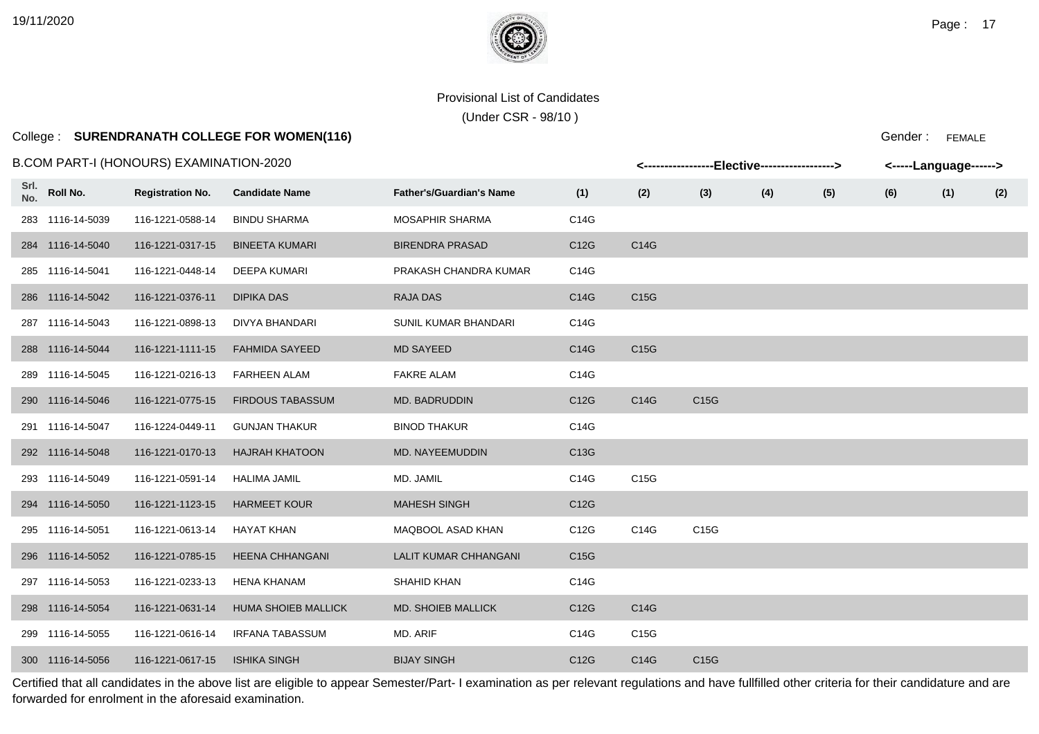Provisional List of Candidates

(Under CSR - 98/10 )

College : **SURENDRANATH COLLEGE FOR WOMEN(116)**

Gender : FEMALE

B.COM PART-I (HONOURS) EXAMINATION-2020

| | | | | | <------------------Elective------------------> | | | | | | <-----Language------> | |
|---|---|---|---|---|---|---|---|---|---|---|---|---|
| Srl. No. | Roll No. | Registration No. | Candidate Name | Father's/Guardian's Name | (1) | (2) | (3) | (4) | (5) | (6) | (1) | (2) |
| 283 | 1116-14-5039 | 116-1221-0588-14 | BINDU SHARMA | MOSAPHIR SHARMA | C14G | | | | | | | |
| 284 | 1116-14-5040 | 116-1221-0317-15 | BINEETA KUMARI | BIRENDRA PRASAD | C12G | C14G | | | | | | |
| 285 | 1116-14-5041 | 116-1221-0448-14 | DEEPA KUMARI | PRAKASH CHANDRA KUMAR | C14G | | | | | | | |
| 286 | 1116-14-5042 | 116-1221-0376-11 | DIPIKA DAS | RAJA DAS | C14G | C15G | | | | | | |
| 287 | 1116-14-5043 | 116-1221-0898-13 | DIVYA BHANDARI | SUNIL KUMAR BHANDARI | C14G | | | | | | | |
| 288 | 1116-14-5044 | 116-1221-1111-15 | FAHMIDA SAYEED | MD SAYEED | C14G | C15G | | | | | | |
| 289 | 1116-14-5045 | 116-1221-0216-13 | FARHEEN ALAM | FAKRE ALAM | C14G | | | | | | | |
| 290 | 1116-14-5046 | 116-1221-0775-15 | FIRDOUS TABASSUM | MD. BADRUDDIN | C12G | C14G | C15G | | | | | |
| 291 | 1116-14-5047 | 116-1224-0449-11 | GUNJAN THAKUR | BINOD THAKUR | C14G | | | | | | | |
| 292 | 1116-14-5048 | 116-1221-0170-13 | HAJRAH KHATOON | MD. NAYEEMUDDIN | C13G | | | | | | | |
| 293 | 1116-14-5049 | 116-1221-0591-14 | HALIMA JAMIL | MD. JAMIL | C14G | C15G | | | | | | |
| 294 | 1116-14-5050 | 116-1221-1123-15 | HARMEET KOUR | MAHESH SINGH | C12G | | | | | | | |
| 295 | 1116-14-5051 | 116-1221-0613-14 | HAYAT KHAN | MAQBOOL ASAD KHAN | C12G | C14G | C15G | | | | | |
| 296 | 1116-14-5052 | 116-1221-0785-15 | HEENA CHHANGANI | LALIT KUMAR CHHANGANI | C15G | | | | | | | |
| 297 | 1116-14-5053 | 116-1221-0233-13 | HENA KHANAM | SHAHID KHAN | C14G | | | | | | | |
| 298 | 1116-14-5054 | 116-1221-0631-14 | HUMA SHOIEB MALLICK | MD. SHOIEB MALLICK | C12G | C14G | | | | | | |
| 299 | 1116-14-5055 | 116-1221-0616-14 | IRFANA TABASSUM | MD. ARIF | C14G | C15G | | | | | | |
| 300 | 1116-14-5056 | 116-1221-0617-15 | ISHIKA SINGH | BIJAY SINGH | C12G | C14G | C15G | | | | | |

Certified that all candidates in the above list are eligible to appear Semester/Part- I examination as per relevant regulations and have fullfilled other criteria for their candidature and are forwarded for enrolment in the aforesaid examination.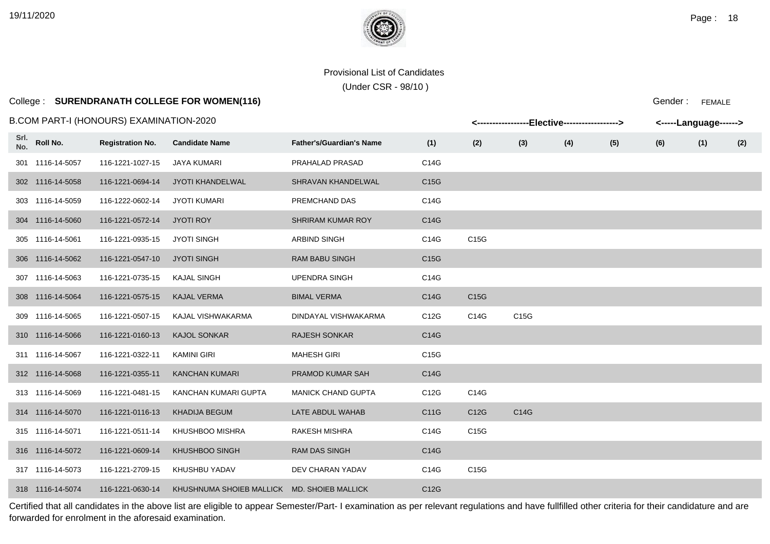Provisional List of Candidates

(Under CSR - 98/10 )

College : **SURENDRANATH COLLEGE FOR WOMEN(116)**

Gender : FEMALE

B.COM PART-I (HONOURS) EXAMINATION-2020

| Srl. No. | Roll No. | Registration No. | Candidate Name | Father's/Guardian's Name | Elective (1) | Elective (2) | Elective (3) | Elective (4) | Elective (5) | Elective (6) | Language (1) | Language (2) |
|---|---|---|---|---|---|---|---|---|---|---|---|---|
| 301 | 1116-14-5057 | 116-1221-1027-15 | JAYA KUMARI | PRAHALAD PRASAD | C14G | | | | | | | |
| 302 | 1116-14-5058 | 116-1221-0694-14 | JYOTI KHANDELWAL | SHRAVAN KHANDELWAL | C15G | | | | | | | |
| 303 | 1116-14-5059 | 116-1222-0602-14 | JYOTI KUMARI | PREMCHAND DAS | C14G | | | | | | | |
| 304 | 1116-14-5060 | 116-1221-0572-14 | JYOTI ROY | SHRIRAM KUMAR ROY | C14G | | | | | | | |
| 305 | 1116-14-5061 | 116-1221-0935-15 | JYOTI SINGH | ARBIND SINGH | C14G | C15G | | | | | | |
| 306 | 1116-14-5062 | 116-1221-0547-10 | JYOTI SINGH | RAM BABU SINGH | C15G | | | | | | | |
| 307 | 1116-14-5063 | 116-1221-0735-15 | KAJAL SINGH | UPENDRA SINGH | C14G | | | | | | | |
| 308 | 1116-14-5064 | 116-1221-0575-15 | KAJAL VERMA | BIMAL VERMA | C14G | C15G | | | | | | |
| 309 | 1116-14-5065 | 116-1221-0507-15 | KAJAL VISHWAKARMA | DINDAYAL VISHWAKARMA | C12G | C14G | C15G | | | | | |
| 310 | 1116-14-5066 | 116-1221-0160-13 | KAJOL SONKAR | RAJESH SONKAR | C14G | | | | | | | |
| 311 | 1116-14-5067 | 116-1221-0322-11 | KAMINI GIRI | MAHESH GIRI | C15G | | | | | | | |
| 312 | 1116-14-5068 | 116-1221-0355-11 | KANCHAN KUMARI | PRAMOD KUMAR SAH | C14G | | | | | | | |
| 313 | 1116-14-5069 | 116-1221-0481-15 | KANCHAN KUMARI GUPTA | MANICK CHAND GUPTA | C12G | C14G | | | | | | |
| 314 | 1116-14-5070 | 116-1221-0116-13 | KHADIJA BEGUM | LATE ABDUL WAHAB | C11G | C12G | C14G | | | | | |
| 315 | 1116-14-5071 | 116-1221-0511-14 | KHUSHBOO MISHRA | RAKESH MISHRA | C14G | C15G | | | | | | |
| 316 | 1116-14-5072 | 116-1221-0609-14 | KHUSHBOO SINGH | RAM DAS SINGH | C14G | | | | | | | |
| 317 | 1116-14-5073 | 116-1221-2709-15 | KHUSHBU YADAV | DEV CHARAN YADAV | C14G | C15G | | | | | | |
| 318 | 1116-14-5074 | 116-1221-0630-14 | KHUSHNUMA SHOIEB MALLICK | MD. SHOIEB MALLICK | C12G | | | | | | | |

Certified that all candidates in the above list are eligible to appear Semester/Part- I examination as per relevant regulations and have fullfilled other criteria for their candidature and are forwarded for enrolment in the aforesaid examination.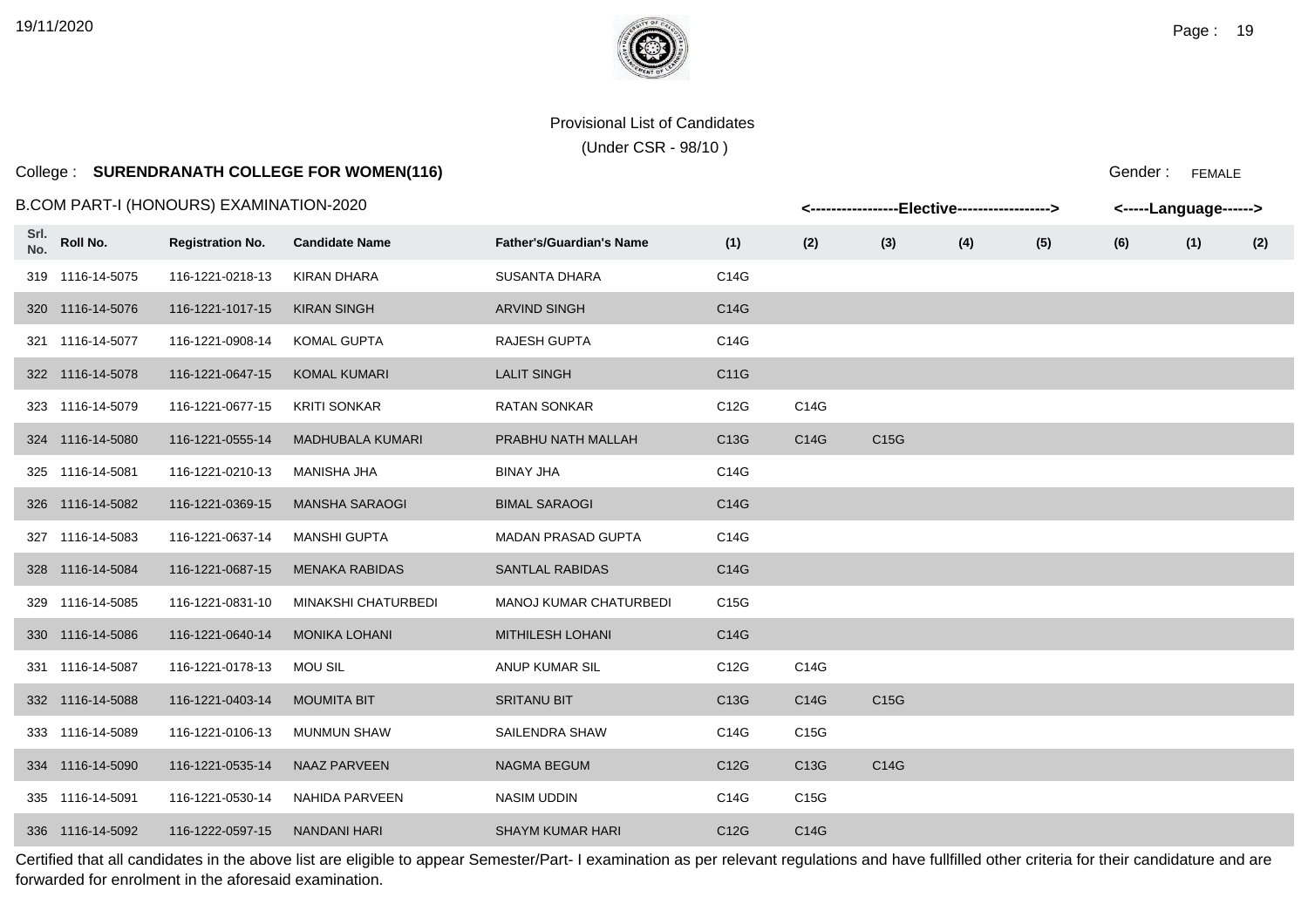Provisional List of Candidates

(Under CSR - 98/10 )

College : **SURENDRANATH COLLEGE FOR WOMEN(116)**

Gender : FEMALE

B.COM PART-I (HONOURS) EXAMINATION-2020

| Srl. No. | Roll No. | Registration No. | Candidate Name | Father's/Guardian's Name | Elective (1) | Elective (2) | Elective (3) | Elective (4) | Elective (5) | Elective (6) | Language (1) | Language (2) |
|---|---|---|---|---|---|---|---|---|---|---|---|---|
| 319 | 1116-14-5075 | 116-1221-0218-13 | KIRAN DHARA | SUSANTA DHARA | C14G | | | | | | | |
| 320 | 1116-14-5076 | 116-1221-1017-15 | KIRAN SINGH | ARVIND SINGH | C14G | | | | | | | |
| 321 | 1116-14-5077 | 116-1221-0908-14 | KOMAL GUPTA | RAJESH GUPTA | C14G | | | | | | | |
| 322 | 1116-14-5078 | 116-1221-0647-15 | KOMAL KUMARI | LALIT SINGH | C11G | | | | | | | |
| 323 | 1116-14-5079 | 116-1221-0677-15 | KRITI SONKAR | RATAN SONKAR | C12G | C14G | | | | | | |
| 324 | 1116-14-5080 | 116-1221-0555-14 | MADHUBALA KUMARI | PRABHU NATH MALLAH | C13G | C14G | C15G | | | | | |
| 325 | 1116-14-5081 | 116-1221-0210-13 | MANISHA JHA | BINAY JHA | C14G | | | | | | | |
| 326 | 1116-14-5082 | 116-1221-0369-15 | MANSHA SARAOGI | BIMAL SARAOGI | C14G | | | | | | | |
| 327 | 1116-14-5083 | 116-1221-0637-14 | MANSHI GUPTA | MADAN PRASAD GUPTA | C14G | | | | | | | |
| 328 | 1116-14-5084 | 116-1221-0687-15 | MENAKA RABIDAS | SANTLAL RABIDAS | C14G | | | | | | | |
| 329 | 1116-14-5085 | 116-1221-0831-10 | MINAKSHI CHATURBEDI | MANOJ KUMAR CHATURBEDI | C15G | | | | | | | |
| 330 | 1116-14-5086 | 116-1221-0640-14 | MONIKA LOHANI | MITHILESH LOHANI | C14G | | | | | | | |
| 331 | 1116-14-5087 | 116-1221-0178-13 | MOU SIL | ANUP KUMAR SIL | C12G | C14G | | | | | | |
| 332 | 1116-14-5088 | 116-1221-0403-14 | MOUMITA BIT | SRITANU BIT | C13G | C14G | C15G | | | | | |
| 333 | 1116-14-5089 | 116-1221-0106-13 | MUNMUN SHAW | SAILENDRA SHAW | C14G | C15G | | | | | | |
| 334 | 1116-14-5090 | 116-1221-0535-14 | NAAZ PARVEEN | NAGMA BEGUM | C12G | C13G | C14G | | | | | |
| 335 | 1116-14-5091 | 116-1221-0530-14 | NAHIDA PARVEEN | NASIM UDDIN | C14G | C15G | | | | | | |
| 336 | 1116-14-5092 | 116-1222-0597-15 | NANDANI HARI | SHAYM KUMAR HARI | C12G | C14G | | | | | | |

Certified that all candidates in the above list are eligible to appear Semester/Part- I examination as per relevant regulations and have fullfilled other criteria for their candidature and are forwarded for enrolment in the aforesaid examination.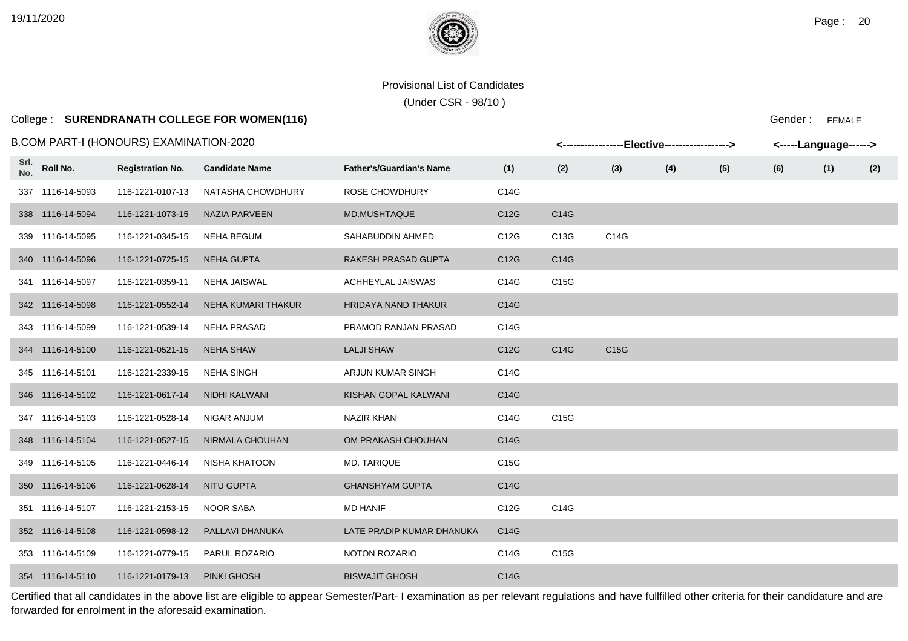Provisional List of Candidates

(Under CSR - 98/10 )

College : **SURENDRANATH COLLEGE FOR WOMEN(116)**

Gender : FEMALE

B.COM PART-I (HONOURS) EXAMINATION-2020

| Srl. No. | Roll No. | Registration No. | Candidate Name | Father's/Guardian's Name | Elective (1) | Elective (2) | Elective (3) | Elective (4) | Elective (5) | Elective (6) | Language (1) | Language (2) |
|---|---|---|---|---|---|---|---|---|---|---|---|---|
| 337 | 1116-14-5093 | 116-1221-0107-13 | NATASHA CHOWDHURY | ROSE CHOWDHURY | C14G | | | | | | | |
| 338 | 1116-14-5094 | 116-1221-1073-15 | NAZIA PARVEEN | MD.MUSHTAQUE | C12G | C14G | | | | | | |
| 339 | 1116-14-5095 | 116-1221-0345-15 | NEHA BEGUM | SAHABUDDIN AHMED | C12G | C13G | C14G | | | | | |
| 340 | 1116-14-5096 | 116-1221-0725-15 | NEHA GUPTA | RAKESH PRASAD GUPTA | C12G | C14G | | | | | | |
| 341 | 1116-14-5097 | 116-1221-0359-11 | NEHA JAISWAL | ACHHEYLAL JAISWAS | C14G | C15G | | | | | | |
| 342 | 1116-14-5098 | 116-1221-0552-14 | NEHA KUMARI THAKUR | HRIDAYA NAND THAKUR | C14G | | | | | | | |
| 343 | 1116-14-5099 | 116-1221-0539-14 | NEHA PRASAD | PRAMOD RANJAN PRASAD | C14G | | | | | | | |
| 344 | 1116-14-5100 | 116-1221-0521-15 | NEHA SHAW | LALJI SHAW | C12G | C14G | C15G | | | | | |
| 345 | 1116-14-5101 | 116-1221-2339-15 | NEHA SINGH | ARJUN KUMAR SINGH | C14G | | | | | | | |
| 346 | 1116-14-5102 | 116-1221-0617-14 | NIDHI KALWANI | KISHAN GOPAL KALWANI | C14G | | | | | | | |
| 347 | 1116-14-5103 | 116-1221-0528-14 | NIGAR ANJUM | NAZIR KHAN | C14G | C15G | | | | | | |
| 348 | 1116-14-5104 | 116-1221-0527-15 | NIRMALA CHOUHAN | OM PRAKASH CHOUHAN | C14G | | | | | | | |
| 349 | 1116-14-5105 | 116-1221-0446-14 | NISHA KHATOON | MD. TARIQUE | C15G | | | | | | | |
| 350 | 1116-14-5106 | 116-1221-0628-14 | NITU GUPTA | GHANSHYAM GUPTA | C14G | | | | | | | |
| 351 | 1116-14-5107 | 116-1221-2153-15 | NOOR SABA | MD HANIF | C12G | C14G | | | | | | |
| 352 | 1116-14-5108 | 116-1221-0598-12 | PALLAVI DHANUKA | LATE PRADIP KUMAR DHANUKA | C14G | | | | | | | |
| 353 | 1116-14-5109 | 116-1221-0779-15 | PARUL ROZARIO | NOTON ROZARIO | C14G | C15G | | | | | | |
| 354 | 1116-14-5110 | 116-1221-0179-13 | PINKI GHOSH | BISWAJIT GHOSH | C14G | | | | | | | |

Certified that all candidates in the above list are eligible to appear Semester/Part- I examination as per relevant regulations and have fullfilled other criteria for their candidature and are forwarded for enrolment in the aforesaid examination.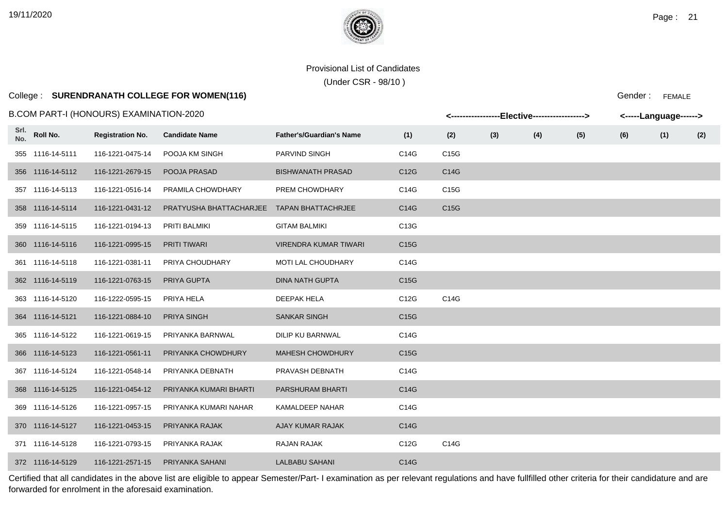Provisional List of Candidates

(Under CSR - 98/10 )

College : **SURENDRANATH COLLEGE FOR WOMEN(116)**

Gender : FEMALE

B.COM PART-I (HONOURS) EXAMINATION-2020

| Srl. No. | Roll No. | Registration No. | Candidate Name | Father's/Guardian's Name | <-----Elective-----> (1) | (2) | (3) | (4) | (5) | (6) | <-----Language-----> (1) | (2) |
|---|---|---|---|---|---|---|---|---|---|---|---|---|
| 355 | 1116-14-5111 | 116-1221-0475-14 | POOJA KM SINGH | PARVIND SINGH | C14G | C15G | | | | | | |
| 356 | 1116-14-5112 | 116-1221-2679-15 | POOJA PRASAD | BISHWANATH PRASAD | C12G | C14G | | | | | | |
| 357 | 1116-14-5113 | 116-1221-0516-14 | PRAMILA CHOWDHARY | PREM CHOWDHARY | C14G | C15G | | | | | | |
| 358 | 1116-14-5114 | 116-1221-0431-12 | PRATYUSHA BHATTACHARJEE | TAPAN BHATTACHRJEE | C14G | C15G | | | | | | |
| 359 | 1116-14-5115 | 116-1221-0194-13 | PRITI BALMIKI | GITAM BALMIKI | C13G | | | | | | | |
| 360 | 1116-14-5116 | 116-1221-0995-15 | PRITI TIWARI | VIRENDRA KUMAR TIWARI | C15G | | | | | | | |
| 361 | 1116-14-5118 | 116-1221-0381-11 | PRIYA CHOUDHARY | MOTI LAL CHOUDHARY | C14G | | | | | | | |
| 362 | 1116-14-5119 | 116-1221-0763-15 | PRIYA GUPTA | DINA NATH GUPTA | C15G | | | | | | | |
| 363 | 1116-14-5120 | 116-1222-0595-15 | PRIYA HELA | DEEPAK HELA | C12G | C14G | | | | | | |
| 364 | 1116-14-5121 | 116-1221-0884-10 | PRIYA SINGH | SANKAR SINGH | C15G | | | | | | | |
| 365 | 1116-14-5122 | 116-1221-0619-15 | PRIYANKA BARNWAL | DILIP KU BARNWAL | C14G | | | | | | | |
| 366 | 1116-14-5123 | 116-1221-0561-11 | PRIYANKA CHOWDHURY | MAHESH CHOWDHURY | C15G | | | | | | | |
| 367 | 1116-14-5124 | 116-1221-0548-14 | PRIYANKA DEBNATH | PRAVASH DEBNATH | C14G | | | | | | | |
| 368 | 1116-14-5125 | 116-1221-0454-12 | PRIYANKA KUMARI BHARTI | PARSHURAM BHARTI | C14G | | | | | | | |
| 369 | 1116-14-5126 | 116-1221-0957-15 | PRIYANKA KUMARI NAHAR | KAMALDEEP NAHAR | C14G | | | | | | | |
| 370 | 1116-14-5127 | 116-1221-0453-15 | PRIYANKA RAJAK | AJAY KUMAR RAJAK | C14G | | | | | | | |
| 371 | 1116-14-5128 | 116-1221-0793-15 | PRIYANKA RAJAK | RAJAN RAJAK | C12G | C14G | | | | | | |
| 372 | 1116-14-5129 | 116-1221-2571-15 | PRIYANKA SAHANI | LALBABU SAHANI | C14G | | | | | | | |

Certified that all candidates in the above list are eligible to appear Semester/Part- I examination as per relevant regulations and have fullfilled other criteria for their candidature and are forwarded for enrolment in the aforesaid examination.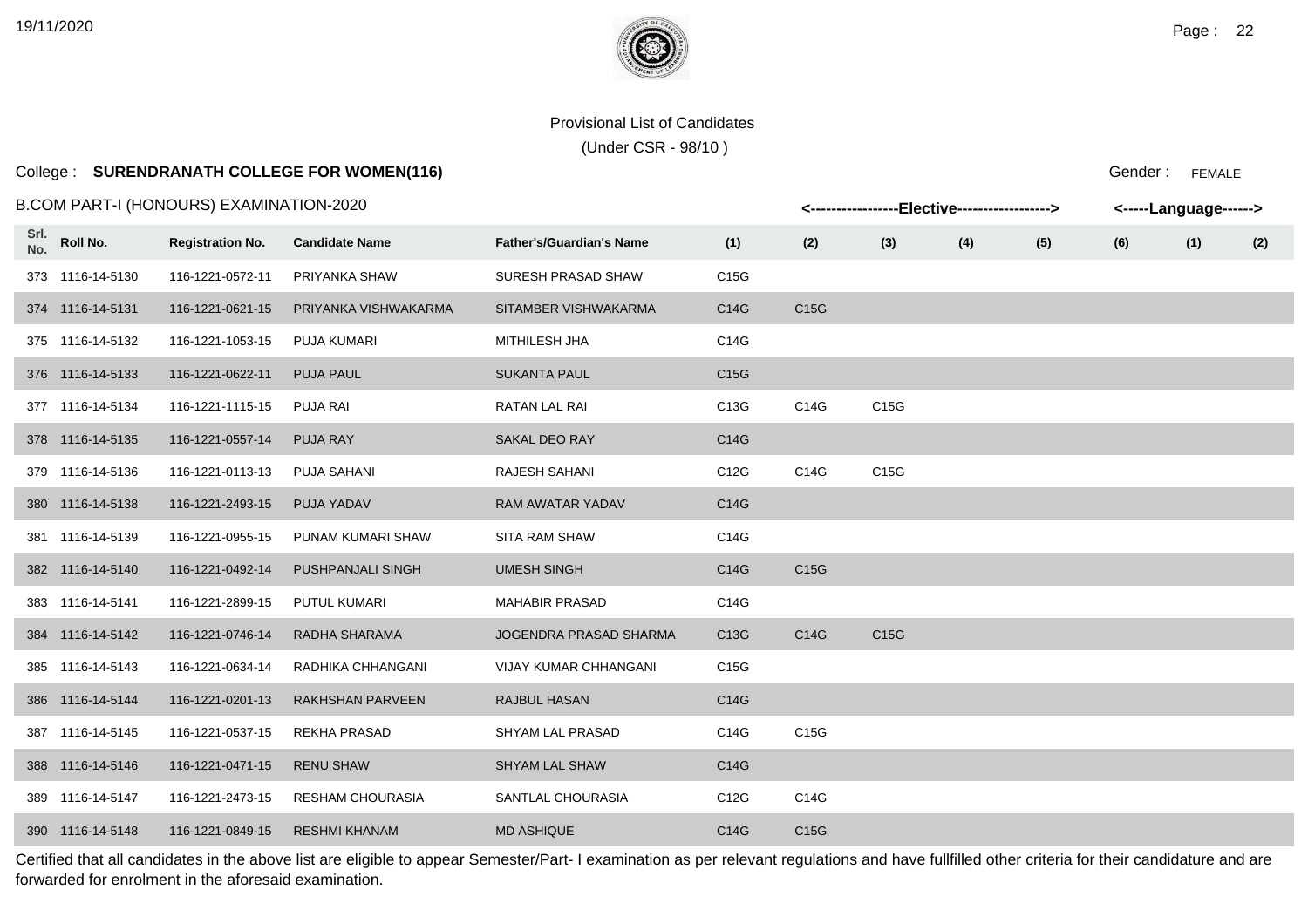Provisional List of Candidates

(Under CSR - 98/10 )

College : **SURENDRANATH COLLEGE FOR WOMEN(116)**

Gender : FEMALE

B.COM PART-I (HONOURS) EXAMINATION-2020

| Srl. No. | Roll No. | Registration No. | Candidate Name | Father's/Guardian's Name | <----Elective----> (1) | (2) | (3) | (4) | (5) | (6) | <---Language---> (1) | (2) |
|---|---|---|---|---|---|---|---|---|---|---|---|---|
| 373 | 1116-14-5130 | 116-1221-0572-11 | PRIYANKA SHAW | SURESH PRASAD SHAW | C15G | | | | | | | |
| 374 | 1116-14-5131 | 116-1221-0621-15 | PRIYANKA VISHWAKARMA | SITAMBER VISHWAKARMA | C14G | C15G | | | | | | |
| 375 | 1116-14-5132 | 116-1221-1053-15 | PUJA KUMARI | MITHILESH JHA | C14G | | | | | | | |
| 376 | 1116-14-5133 | 116-1221-0622-11 | PUJA PAUL | SUKANTA PAUL | C15G | | | | | | | |
| 377 | 1116-14-5134 | 116-1221-1115-15 | PUJA RAI | RATAN LAL RAI | C13G | C14G | C15G | | | | | |
| 378 | 1116-14-5135 | 116-1221-0557-14 | PUJA RAY | SAKAL DEO RAY | C14G | | | | | | | |
| 379 | 1116-14-5136 | 116-1221-0113-13 | PUJA SAHANI | RAJESH SAHANI | C12G | C14G | C15G | | | | | |
| 380 | 1116-14-5138 | 116-1221-2493-15 | PUJA YADAV | RAM AWATAR YADAV | C14G | | | | | | | |
| 381 | 1116-14-5139 | 116-1221-0955-15 | PUNAM KUMARI SHAW | SITA RAM SHAW | C14G | | | | | | | |
| 382 | 1116-14-5140 | 116-1221-0492-14 | PUSHPANJALI SINGH | UMESH SINGH | C14G | C15G | | | | | | |
| 383 | 1116-14-5141 | 116-1221-2899-15 | PUTUL KUMARI | MAHABIR PRASAD | C14G | | | | | | | |
| 384 | 1116-14-5142 | 116-1221-0746-14 | RADHA SHARAMA | JOGENDRA PRASAD SHARMA | C13G | C14G | C15G | | | | | |
| 385 | 1116-14-5143 | 116-1221-0634-14 | RADHIKA CHHANGANI | VIJAY KUMAR CHHANGANI | C15G | | | | | | | |
| 386 | 1116-14-5144 | 116-1221-0201-13 | RAKHSHAN PARVEEN | RAJBUL HASAN | C14G | | | | | | | |
| 387 | 1116-14-5145 | 116-1221-0537-15 | REKHA PRASAD | SHYAM LAL PRASAD | C14G | C15G | | | | | | |
| 388 | 1116-14-5146 | 116-1221-0471-15 | RENU SHAW | SHYAM LAL SHAW | C14G | | | | | | | |
| 389 | 1116-14-5147 | 116-1221-2473-15 | RESHAM CHOURASIA | SANTLAL CHOURASIA | C12G | C14G | | | | | | |
| 390 | 1116-14-5148 | 116-1221-0849-15 | RESHMI KHANAM | MD ASHIQUE | C14G | C15G | | | | | | |

Certified that all candidates in the above list are eligible to appear Semester/Part- I examination as per relevant regulations and have fullfilled other criteria for their candidature and are forwarded for enrolment in the aforesaid examination.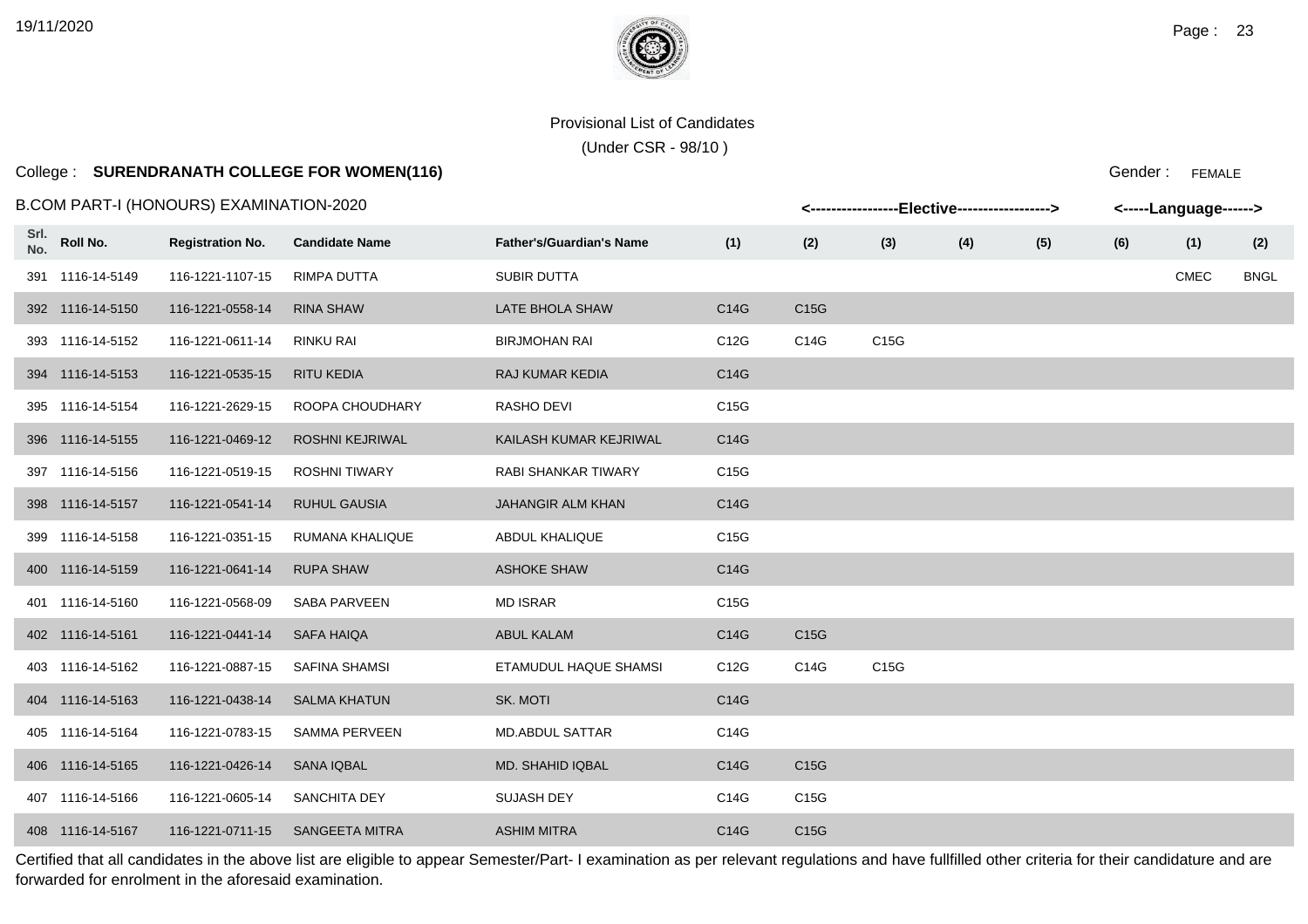Provisional List of Candidates

(Under CSR - 98/10 )

College : **SURENDRANATH COLLEGE FOR WOMEN(116)**

Gender : FEMALE

B.COM PART-I (HONOURS) EXAMINATION-2020

| Srl. No. | Roll No. | Registration No. | Candidate Name | Father's/Guardian's Name | Elective (1) | Elective (2) | Elective (3) | Elective (4) | Elective (5) | Elective (6) | Language (1) | Language (2) |
|---|---|---|---|---|---|---|---|---|---|---|---|---|
| 391 | 1116-14-5149 | 116-1221-1107-15 | RIMPA DUTTA | SUBIR DUTTA | | | | | | | CMEC | BNGL |
| 392 | 1116-14-5150 | 116-1221-0558-14 | RINA SHAW | LATE BHOLA SHAW | C14G | C15G | | | | | | |
| 393 | 1116-14-5152 | 116-1221-0611-14 | RINKU RAI | BIRJMOHAN RAI | C12G | C14G | C15G | | | | | |
| 394 | 1116-14-5153 | 116-1221-0535-15 | RITU KEDIA | RAJ KUMAR KEDIA | C14G | | | | | | | |
| 395 | 1116-14-5154 | 116-1221-2629-15 | ROOPA CHOUDHARY | RASHO DEVI | C15G | | | | | | | |
| 396 | 1116-14-5155 | 116-1221-0469-12 | ROSHNI KEJRIWAL | KAILASH KUMAR KEJRIWAL | C14G | | | | | | | |
| 397 | 1116-14-5156 | 116-1221-0519-15 | ROSHNI TIWARY | RABI SHANKAR TIWARY | C15G | | | | | | | |
| 398 | 1116-14-5157 | 116-1221-0541-14 | RUHUL GAUSIA | JAHANGIR ALM KHAN | C14G | | | | | | | |
| 399 | 1116-14-5158 | 116-1221-0351-15 | RUMANA KHALIQUE | ABDUL KHALIQUE | C15G | | | | | | | |
| 400 | 1116-14-5159 | 116-1221-0641-14 | RUPA SHAW | ASHOKE SHAW | C14G | | | | | | | |
| 401 | 1116-14-5160 | 116-1221-0568-09 | SABA PARVEEN | MD ISRAR | C15G | | | | | | | |
| 402 | 1116-14-5161 | 116-1221-0441-14 | SAFA HAIQA | ABUL KALAM | C14G | C15G | | | | | | |
| 403 | 1116-14-5162 | 116-1221-0887-15 | SAFINA SHAMSI | ETAMUDUL HAQUE SHAMSI | C12G | C14G | C15G | | | | | |
| 404 | 1116-14-5163 | 116-1221-0438-14 | SALMA KHATUN | SK. MOTI | C14G | | | | | | | |
| 405 | 1116-14-5164 | 116-1221-0783-15 | SAMMA PERVEEN | MD.ABDUL SATTAR | C14G | | | | | | | |
| 406 | 1116-14-5165 | 116-1221-0426-14 | SANA IQBAL | MD. SHAHID IQBAL | C14G | C15G | | | | | | |
| 407 | 1116-14-5166 | 116-1221-0605-14 | SANCHITA DEY | SUJASH DEY | C14G | C15G | | | | | | |
| 408 | 1116-14-5167 | 116-1221-0711-15 | SANGEETA MITRA | ASHIM MITRA | C14G | C15G | | | | | | |

Certified that all candidates in the above list are eligible to appear Semester/Part- I examination as per relevant regulations and have fullfilled other criteria for their candidature and are forwarded for enrolment in the aforesaid examination.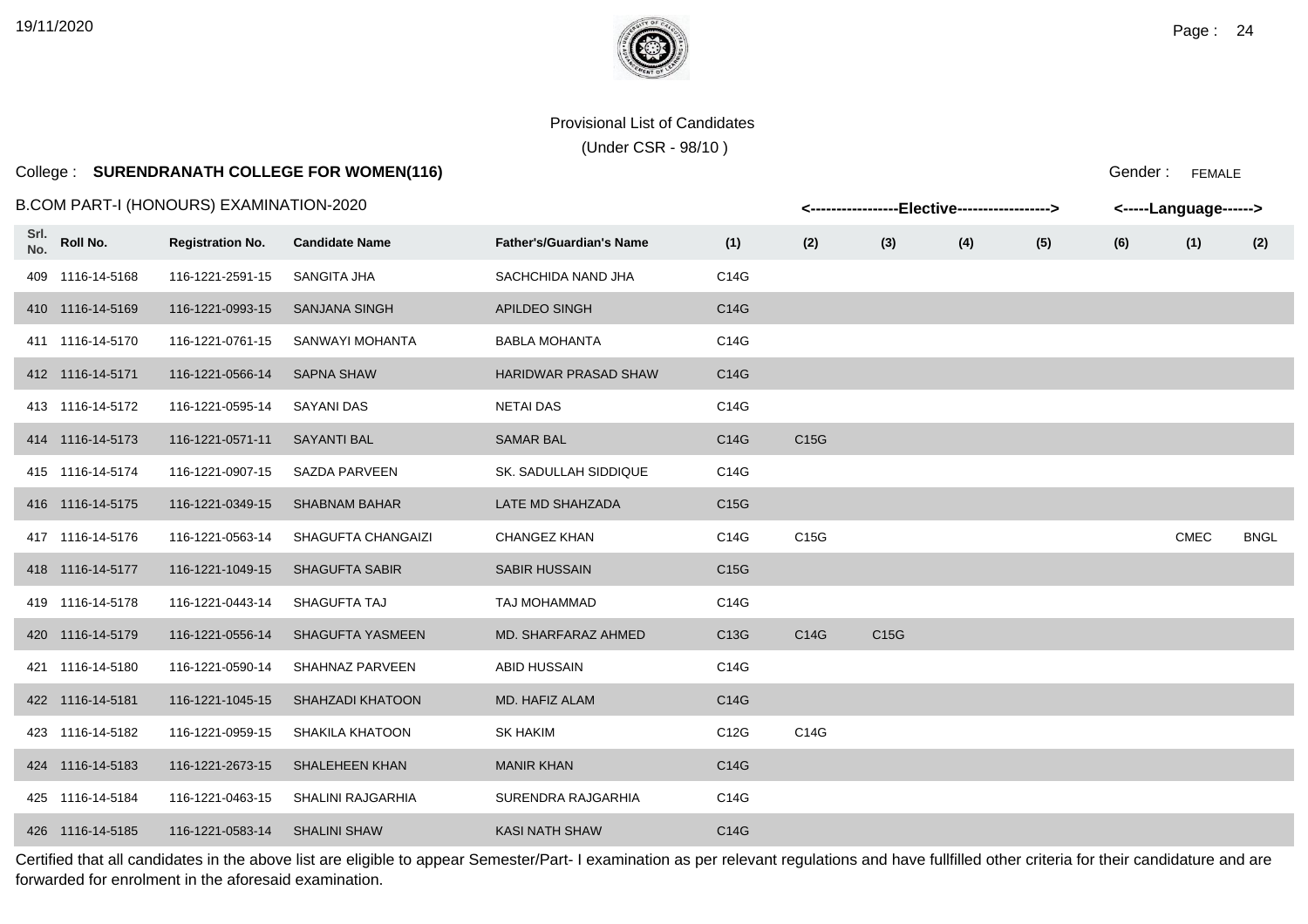Provisional List of Candidates

(Under CSR - 98/10 )

College : **SURENDRANATH COLLEGE FOR WOMEN(116)**

Gender : FEMALE

B.COM PART-I (HONOURS) EXAMINATION-2020

| Srl. No. | Roll No. | Registration No. | Candidate Name | Father's/Guardian's Name | Elective (1) | Elective (2) | Elective (3) | Elective (4) | Elective (5) | Elective (6) | Language (1) | Language (2) |
|---|---|---|---|---|---|---|---|---|---|---|---|---|
| 409 | 1116-14-5168 | 116-1221-2591-15 | SANGITA JHA | SACHCHIDA NAND JHA | C14G | | | | | | | |
| 410 | 1116-14-5169 | 116-1221-0993-15 | SANJANA SINGH | APILDEO SINGH | C14G | | | | | | | |
| 411 | 1116-14-5170 | 116-1221-0761-15 | SANWAYI MOHANTA | BABLA MOHANTA | C14G | | | | | | | |
| 412 | 1116-14-5171 | 116-1221-0566-14 | SAPNA SHAW | HARIDWAR PRASAD SHAW | C14G | | | | | | | |
| 413 | 1116-14-5172 | 116-1221-0595-14 | SAYANI DAS | NETAI DAS | C14G | | | | | | | |
| 414 | 1116-14-5173 | 116-1221-0571-11 | SAYANTI BAL | SAMAR BAL | C14G | C15G | | | | | | |
| 415 | 1116-14-5174 | 116-1221-0907-15 | SAZDA PARVEEN | SK. SADULLAH SIDDIQUE | C14G | | | | | | | |
| 416 | 1116-14-5175 | 116-1221-0349-15 | SHABNAM BAHAR | LATE MD SHAHZADA | C15G | | | | | | | |
| 417 | 1116-14-5176 | 116-1221-0563-14 | SHAGUFTA CHANGAIZI | CHANGEZ KHAN | C14G | C15G | | | | | CMEC | BNGL |
| 418 | 1116-14-5177 | 116-1221-1049-15 | SHAGUFTA SABIR | SABIR HUSSAIN | C15G | | | | | | | |
| 419 | 1116-14-5178 | 116-1221-0443-14 | SHAGUFTA TAJ | TAJ MOHAMMAD | C14G | | | | | | | |
| 420 | 1116-14-5179 | 116-1221-0556-14 | SHAGUFTA YASMEEN | MD. SHARFARAZ AHMED | C13G | C14G | C15G | | | | | |
| 421 | 1116-14-5180 | 116-1221-0590-14 | SHAHNAZ PARVEEN | ABID HUSSAIN | C14G | | | | | | | |
| 422 | 1116-14-5181 | 116-1221-1045-15 | SHAHZADI KHATOON | MD. HAFIZ ALAM | C14G | | | | | | | |
| 423 | 1116-14-5182 | 116-1221-0959-15 | SHAKILA KHATOON | SK HAKIM | C12G | C14G | | | | | | |
| 424 | 1116-14-5183 | 116-1221-2673-15 | SHALEHEEN KHAN | MANIR KHAN | C14G | | | | | | | |
| 425 | 1116-14-5184 | 116-1221-0463-15 | SHALINI RAJGARHIA | SURENDRA RAJGARHIA | C14G | | | | | | | |
| 426 | 1116-14-5185 | 116-1221-0583-14 | SHALINI SHAW | KASI NATH SHAW | C14G | | | | | | | |

Certified that all candidates in the above list are eligible to appear Semester/Part- I examination as per relevant regulations and have fullfilled other criteria for their candidature and are forwarded for enrolment in the aforesaid examination.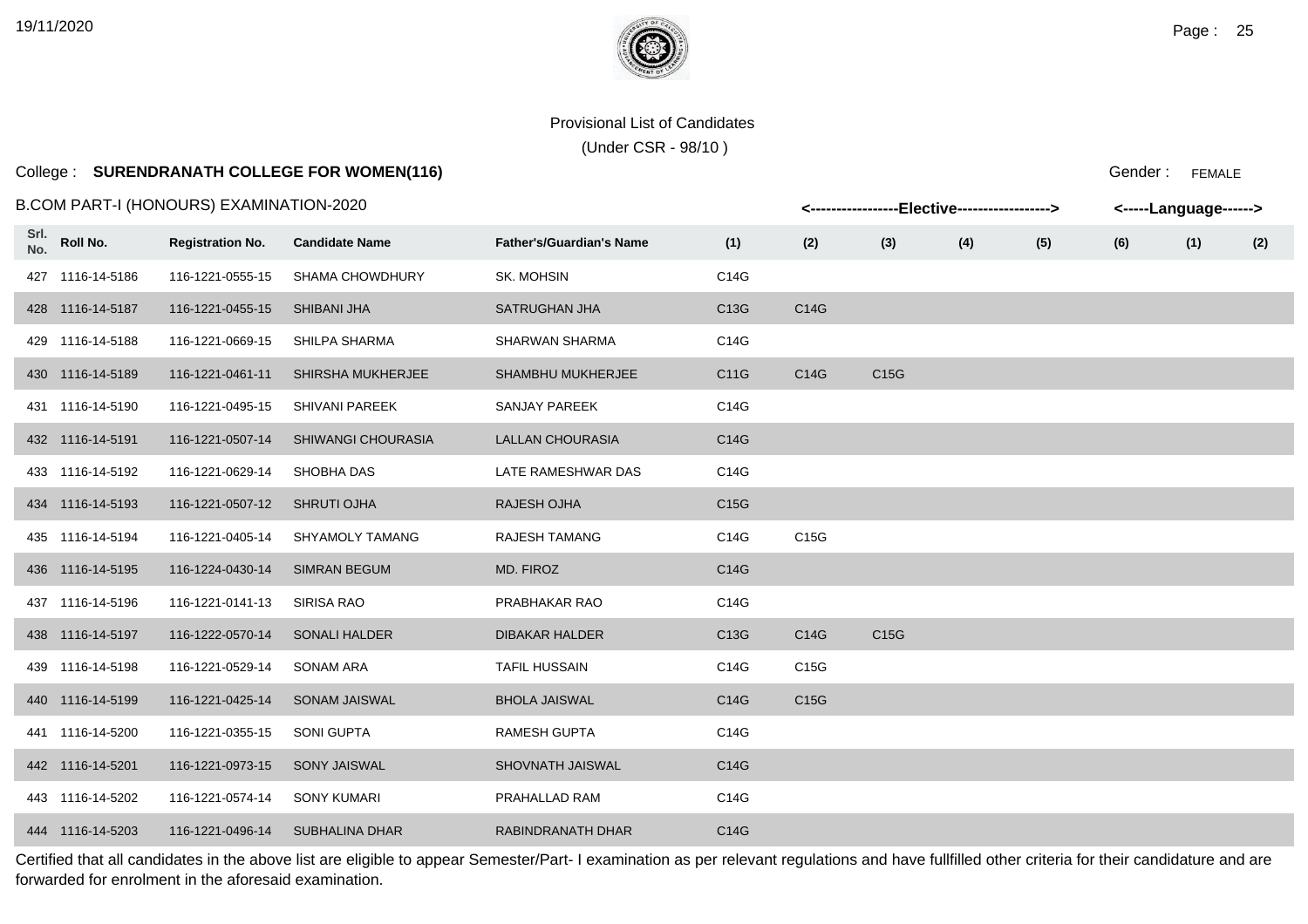Provisional List of Candidates

(Under CSR - 98/10 )

College : **SURENDRANATH COLLEGE FOR WOMEN(116)**

Gender : FEMALE

B.COM PART-I (HONOURS) EXAMINATION-2020

| | | | | | <-----------------Elective------------------> | | | | | | <-----Language------> | |
|---|---|---|---|---|---|---|---|---|---|---|---|---|
| Srl. No. | Roll No. | Registration No. | Candidate Name | Father's/Guardian's Name | (1) | (2) | (3) | (4) | (5) | (6) | (1) | (2) |
| 427 | 1116-14-5186 | 116-1221-0555-15 | SHAMA CHOWDHURY | SK. MOHSIN | C14G | | | | | | | |
| 428 | 1116-14-5187 | 116-1221-0455-15 | SHIBANI JHA | SATRUGHAN JHA | C13G | C14G | | | | | | |
| 429 | 1116-14-5188 | 116-1221-0669-15 | SHILPA SHARMA | SHARWAN SHARMA | C14G | | | | | | | |
| 430 | 1116-14-5189 | 116-1221-0461-11 | SHIRSHA MUKHERJEE | SHAMBHU MUKHERJEE | C11G | C14G | C15G | | | | | |
| 431 | 1116-14-5190 | 116-1221-0495-15 | SHIVANI PAREEK | SANJAY PAREEK | C14G | | | | | | | |
| 432 | 1116-14-5191 | 116-1221-0507-14 | SHIWANGI CHOURASIA | LALLAN CHOURASIA | C14G | | | | | | | |
| 433 | 1116-14-5192 | 116-1221-0629-14 | SHOBHA DAS | LATE RAMESHWAR DAS | C14G | | | | | | | |
| 434 | 1116-14-5193 | 116-1221-0507-12 | SHRUTI OJHA | RAJESH OJHA | C15G | | | | | | | |
| 435 | 1116-14-5194 | 116-1221-0405-14 | SHYAMOLY TAMANG | RAJESH TAMANG | C14G | C15G | | | | | | |
| 436 | 1116-14-5195 | 116-1224-0430-14 | SIMRAN BEGUM | MD. FIROZ | C14G | | | | | | | |
| 437 | 1116-14-5196 | 116-1221-0141-13 | SIRISA RAO | PRABHAKAR RAO | C14G | | | | | | | |
| 438 | 1116-14-5197 | 116-1222-0570-14 | SONALI HALDER | DIBAKAR HALDER | C13G | C14G | C15G | | | | | |
| 439 | 1116-14-5198 | 116-1221-0529-14 | SONAM ARA | TAFIL HUSSAIN | C14G | C15G | | | | | | |
| 440 | 1116-14-5199 | 116-1221-0425-14 | SONAM JAISWAL | BHOLA JAISWAL | C14G | C15G | | | | | | |
| 441 | 1116-14-5200 | 116-1221-0355-15 | SONI GUPTA | RAMESH GUPTA | C14G | | | | | | | |
| 442 | 1116-14-5201 | 116-1221-0973-15 | SONY JAISWAL | SHOVNATH JAISWAL | C14G | | | | | | | |
| 443 | 1116-14-5202 | 116-1221-0574-14 | SONY KUMARI | PRAHALLAD RAM | C14G | | | | | | | |
| 444 | 1116-14-5203 | 116-1221-0496-14 | SUBHALINA DHAR | RABINDRANATH DHAR | C14G | | | | | | | |

Certified that all candidates in the above list are eligible to appear Semester/Part- I examination as per relevant regulations and have fullfilled other criteria for their candidature and are forwarded for enrolment in the aforesaid examination.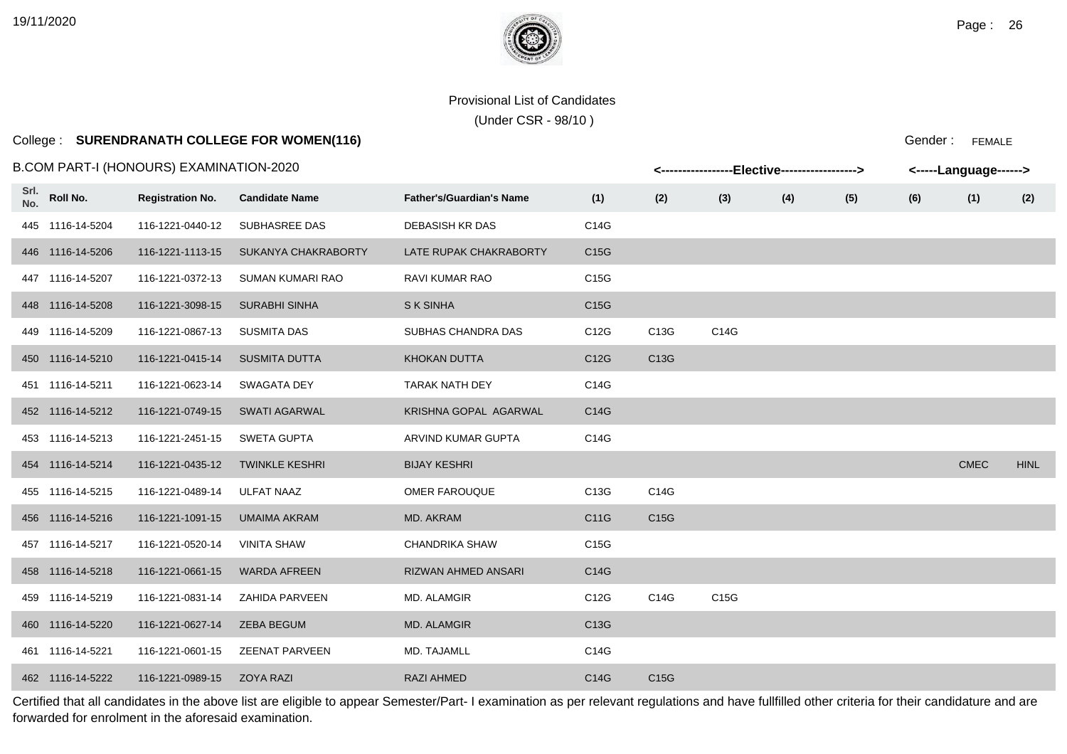Provisional List of Candidates

(Under CSR - 98/10 )

College : **SURENDRANATH COLLEGE FOR WOMEN(116)**

Gender : FEMALE

B.COM PART-I (HONOURS) EXAMINATION-2020

| | | | | | <-----------------Elective------------------> | | | | | | <-----Language------> | |
|---|---|---|---|---|---|---|---|---|---|---|---|---|
| Srl. No. | Roll No. | Registration No. | Candidate Name | Father's/Guardian's Name | (1) | (2) | (3) | (4) | (5) | (6) | (1) | (2) |
| 445 | 1116-14-5204 | 116-1221-0440-12 | SUBHASREE DAS | DEBASISH KR DAS | C14G | | | | | | | |
| 446 | 1116-14-5206 | 116-1221-1113-15 | SUKANYA CHAKRABORTY | LATE RUPAK CHAKRABORTY | C15G | | | | | | | |
| 447 | 1116-14-5207 | 116-1221-0372-13 | SUMAN KUMARI RAO | RAVI KUMAR RAO | C15G | | | | | | | |
| 448 | 1116-14-5208 | 116-1221-3098-15 | SURABHI SINHA | S K SINHA | C15G | | | | | | | |
| 449 | 1116-14-5209 | 116-1221-0867-13 | SUSMITA DAS | SUBHAS CHANDRA DAS | C12G | C13G | C14G | | | | | |
| 450 | 1116-14-5210 | 116-1221-0415-14 | SUSMITA DUTTA | KHOKAN DUTTA | C12G | C13G | | | | | | |
| 451 | 1116-14-5211 | 116-1221-0623-14 | SWAGATA DEY | TARAK NATH DEY | C14G | | | | | | | |
| 452 | 1116-14-5212 | 116-1221-0749-15 | SWATI AGARWAL | KRISHNA GOPAL AGARWAL | C14G | | | | | | | |
| 453 | 1116-14-5213 | 116-1221-2451-15 | SWETA GUPTA | ARVIND KUMAR GUPTA | C14G | | | | | | | |
| 454 | 1116-14-5214 | 116-1221-0435-12 | TWINKLE KESHRI | BIJAY KESHRI | | | | | | | CMEC | HINL |
| 455 | 1116-14-5215 | 116-1221-0489-14 | ULFAT NAAZ | OMER FAROUQUE | C13G | C14G | | | | | | |
| 456 | 1116-14-5216 | 116-1221-1091-15 | UMAIMA AKRAM | MD. AKRAM | C11G | C15G | | | | | | |
| 457 | 1116-14-5217 | 116-1221-0520-14 | VINITA SHAW | CHANDRIKA SHAW | C15G | | | | | | | |
| 458 | 1116-14-5218 | 116-1221-0661-15 | WARDA AFREEN | RIZWAN AHMED ANSARI | C14G | | | | | | | |
| 459 | 1116-14-5219 | 116-1221-0831-14 | ZAHIDA PARVEEN | MD. ALAMGIR | C12G | C14G | C15G | | | | | |
| 460 | 1116-14-5220 | 116-1221-0627-14 | ZEBA BEGUM | MD. ALAMGIR | C13G | | | | | | | |
| 461 | 1116-14-5221 | 116-1221-0601-15 | ZEENAT PARVEEN | MD. TAJAMLL | C14G | | | | | | | |
| 462 | 1116-14-5222 | 116-1221-0989-15 | ZOYA RAZI | RAZI AHMED | C14G | C15G | | | | | | |

Certified that all candidates in the above list are eligible to appear Semester/Part- I examination as per relevant regulations and have fullfilled other criteria for their candidature and are forwarded for enrolment in the aforesaid examination.